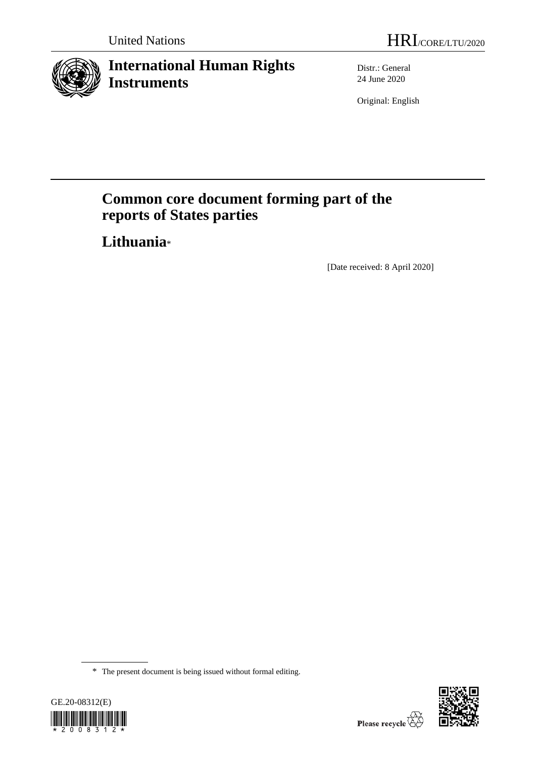United Nations

HRI/CORE/LTU/2020

# International Human Rights Instruments

Distr.: General
24 June 2020

Original: English

# Common core document forming part of the reports of States parties

## Lithuania*

[Date received: 8 April 2020]

* The present document is being issued without formal editing.

GE.20-08312(E)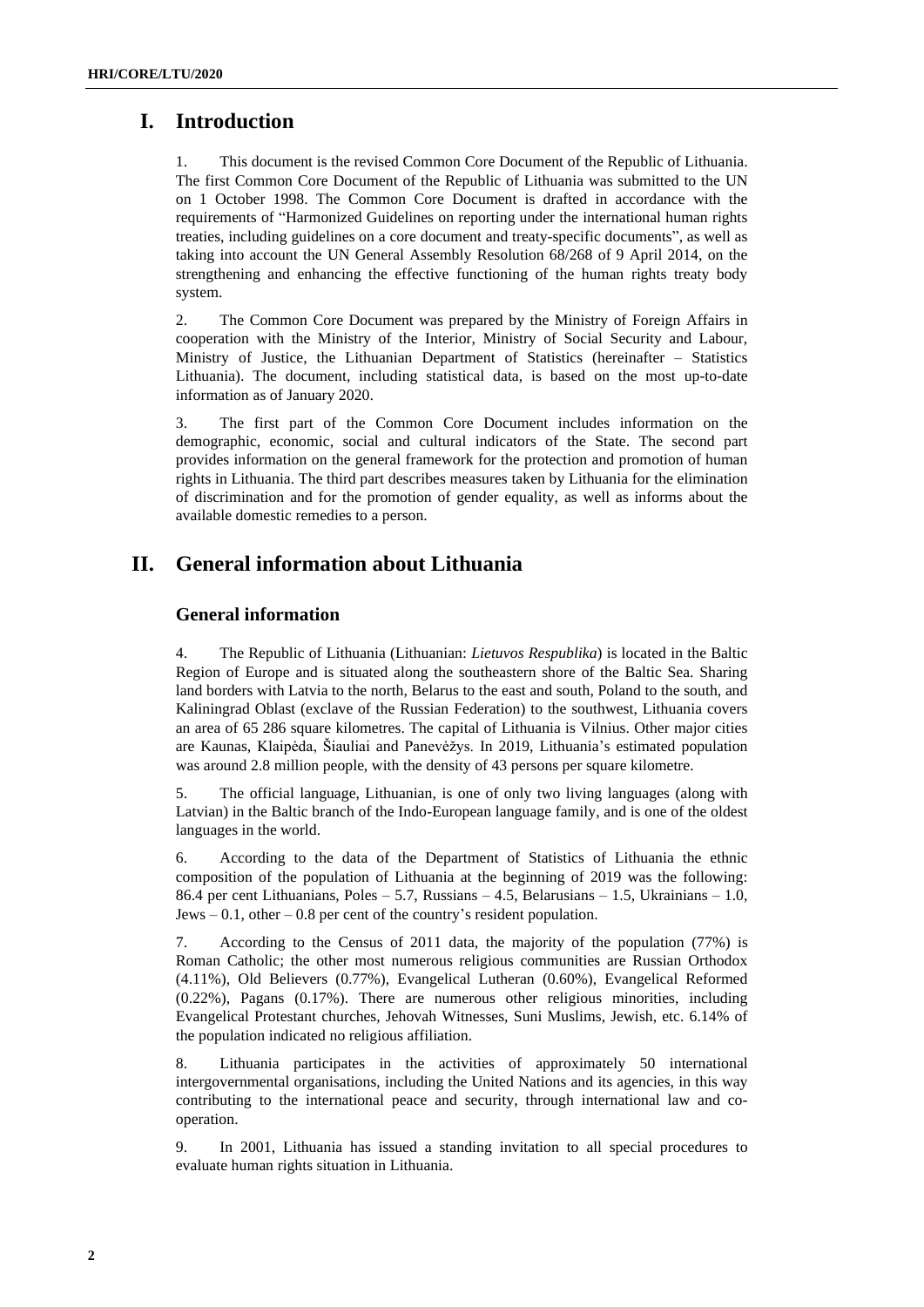# I. Introduction

1. This document is the revised Common Core Document of the Republic of Lithuania. The first Common Core Document of the Republic of Lithuania was submitted to the UN on 1 October 1998. The Common Core Document is drafted in accordance with the requirements of "Harmonized Guidelines on reporting under the international human rights treaties, including guidelines on a core document and treaty-specific documents", as well as taking into account the UN General Assembly Resolution 68/268 of 9 April 2014, on the strengthening and enhancing the effective functioning of the human rights treaty body system.

2. The Common Core Document was prepared by the Ministry of Foreign Affairs in cooperation with the Ministry of the Interior, Ministry of Social Security and Labour, Ministry of Justice, the Lithuanian Department of Statistics (hereinafter – Statistics Lithuania). The document, including statistical data, is based on the most up-to-date information as of January 2020.

3. The first part of the Common Core Document includes information on the demographic, economic, social and cultural indicators of the State. The second part provides information on the general framework for the protection and promotion of human rights in Lithuania. The third part describes measures taken by Lithuania for the elimination of discrimination and for the promotion of gender equality, as well as informs about the available domestic remedies to a person.

# II. General information about Lithuania

## General information

4. The Republic of Lithuania (Lithuanian: *Lietuvos Respublika*) is located in the Baltic Region of Europe and is situated along the southeastern shore of the Baltic Sea. Sharing land borders with Latvia to the north, Belarus to the east and south, Poland to the south, and Kaliningrad Oblast (exclave of the Russian Federation) to the southwest, Lithuania covers an area of 65 286 square kilometres. The capital of Lithuania is Vilnius. Other major cities are Kaunas, Klaipėda, Šiauliai and Panevėžys. In 2019, Lithuania's estimated population was around 2.8 million people, with the density of 43 persons per square kilometre.

5. The official language, Lithuanian, is one of only two living languages (along with Latvian) in the Baltic branch of the Indo-European language family, and is one of the oldest languages in the world.

6. According to the data of the Department of Statistics of Lithuania the ethnic composition of the population of Lithuania at the beginning of 2019 was the following: 86.4 per cent Lithuanians, Poles – 5.7, Russians – 4.5, Belarusians – 1.5, Ukrainians – 1.0, Jews – 0.1, other – 0.8 per cent of the country's resident population.

7. According to the Census of 2011 data, the majority of the population (77%) is Roman Catholic; the other most numerous religious communities are Russian Orthodox (4.11%), Old Believers (0.77%), Evangelical Lutheran (0.60%), Evangelical Reformed (0.22%), Pagans (0.17%). There are numerous other religious minorities, including Evangelical Protestant churches, Jehovah Witnesses, Suni Muslims, Jewish, etc. 6.14% of the population indicated no religious affiliation.

8. Lithuania participates in the activities of approximately 50 international intergovernmental organisations, including the United Nations and its agencies, in this way contributing to the international peace and security, through international law and co-operation.

9. In 2001, Lithuania has issued a standing invitation to all special procedures to evaluate human rights situation in Lithuania.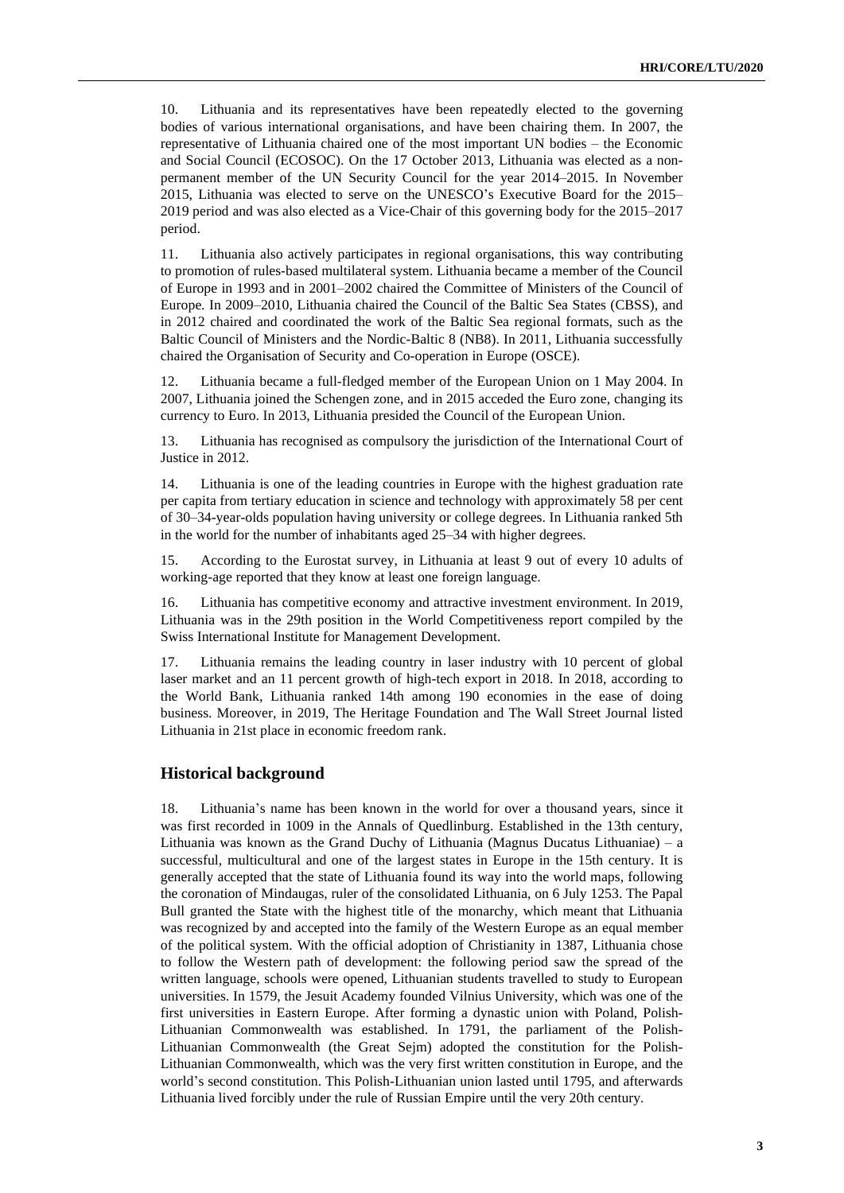10. Lithuania and its representatives have been repeatedly elected to the governing bodies of various international organisations, and have been chairing them. In 2007, the representative of Lithuania chaired one of the most important UN bodies – the Economic and Social Council (ECOSOC). On the 17 October 2013, Lithuania was elected as a non-permanent member of the UN Security Council for the year 2014–2015. In November 2015, Lithuania was elected to serve on the UNESCO's Executive Board for the 2015–2019 period and was also elected as a Vice-Chair of this governing body for the 2015–2017 period.

11. Lithuania also actively participates in regional organisations, this way contributing to promotion of rules-based multilateral system. Lithuania became a member of the Council of Europe in 1993 and in 2001–2002 chaired the Committee of Ministers of the Council of Europe. In 2009–2010, Lithuania chaired the Council of the Baltic Sea States (CBSS), and in 2012 chaired and coordinated the work of the Baltic Sea regional formats, such as the Baltic Council of Ministers and the Nordic-Baltic 8 (NB8). In 2011, Lithuania successfully chaired the Organisation of Security and Co-operation in Europe (OSCE).

12. Lithuania became a full-fledged member of the European Union on 1 May 2004. In 2007, Lithuania joined the Schengen zone, and in 2015 acceded the Euro zone, changing its currency to Euro. In 2013, Lithuania presided the Council of the European Union.

13. Lithuania has recognised as compulsory the jurisdiction of the International Court of Justice in 2012.

14. Lithuania is one of the leading countries in Europe with the highest graduation rate per capita from tertiary education in science and technology with approximately 58 per cent of 30–34-year-olds population having university or college degrees. In Lithuania ranked 5th in the world for the number of inhabitants aged 25–34 with higher degrees.

15. According to the Eurostat survey, in Lithuania at least 9 out of every 10 adults of working-age reported that they know at least one foreign language.

16. Lithuania has competitive economy and attractive investment environment. In 2019, Lithuania was in the 29th position in the World Competitiveness report compiled by the Swiss International Institute for Management Development.

17. Lithuania remains the leading country in laser industry with 10 percent of global laser market and an 11 percent growth of high-tech export in 2018. In 2018, according to the World Bank, Lithuania ranked 14th among 190 economies in the ease of doing business. Moreover, in 2019, The Heritage Foundation and The Wall Street Journal listed Lithuania in 21st place in economic freedom rank.

## Historical background

18. Lithuania's name has been known in the world for over a thousand years, since it was first recorded in 1009 in the Annals of Quedlinburg. Established in the 13th century, Lithuania was known as the Grand Duchy of Lithuania (Magnus Ducatus Lithuaniae) – a successful, multicultural and one of the largest states in Europe in the 15th century. It is generally accepted that the state of Lithuania found its way into the world maps, following the coronation of Mindaugas, ruler of the consolidated Lithuania, on 6 July 1253. The Papal Bull granted the State with the highest title of the monarchy, which meant that Lithuania was recognized by and accepted into the family of the Western Europe as an equal member of the political system. With the official adoption of Christianity in 1387, Lithuania chose to follow the Western path of development: the following period saw the spread of the written language, schools were opened, Lithuanian students travelled to study to European universities. In 1579, the Jesuit Academy founded Vilnius University, which was one of the first universities in Eastern Europe. After forming a dynastic union with Poland, Polish-Lithuanian Commonwealth was established. In 1791, the parliament of the Polish-Lithuanian Commonwealth (the Great Sejm) adopted the constitution for the Polish-Lithuanian Commonwealth, which was the very first written constitution in Europe, and the world's second constitution. This Polish-Lithuanian union lasted until 1795, and afterwards Lithuania lived forcibly under the rule of Russian Empire until the very 20th century.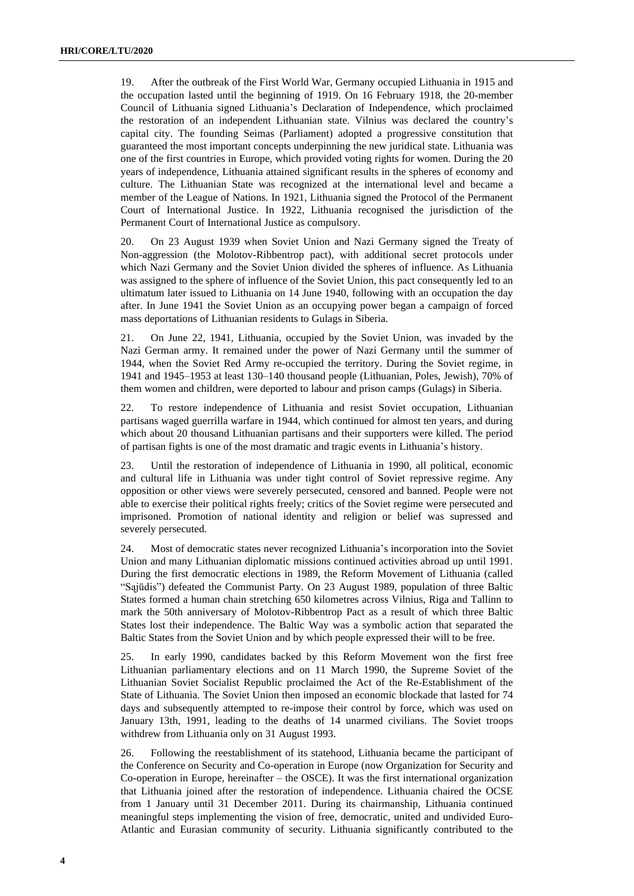19. After the outbreak of the First World War, Germany occupied Lithuania in 1915 and the occupation lasted until the beginning of 1919. On 16 February 1918, the 20-member Council of Lithuania signed Lithuania's Declaration of Independence, which proclaimed the restoration of an independent Lithuanian state. Vilnius was declared the country's capital city. The founding Seimas (Parliament) adopted a progressive constitution that guaranteed the most important concepts underpinning the new juridical state. Lithuania was one of the first countries in Europe, which provided voting rights for women. During the 20 years of independence, Lithuania attained significant results in the spheres of economy and culture. The Lithuanian State was recognized at the international level and became a member of the League of Nations. In 1921, Lithuania signed the Protocol of the Permanent Court of International Justice. In 1922, Lithuania recognised the jurisdiction of the Permanent Court of International Justice as compulsory.

20. On 23 August 1939 when Soviet Union and Nazi Germany signed the Treaty of Non-aggression (the Molotov-Ribbentrop pact), with additional secret protocols under which Nazi Germany and the Soviet Union divided the spheres of influence. As Lithuania was assigned to the sphere of influence of the Soviet Union, this pact consequently led to an ultimatum later issued to Lithuania on 14 June 1940, following with an occupation the day after. In June 1941 the Soviet Union as an occupying power began a campaign of forced mass deportations of Lithuanian residents to Gulags in Siberia.

21. On June 22, 1941, Lithuania, occupied by the Soviet Union, was invaded by the Nazi German army. It remained under the power of Nazi Germany until the summer of 1944, when the Soviet Red Army re-occupied the territory. During the Soviet regime, in 1941 and 1945–1953 at least 130–140 thousand people (Lithuanian, Poles, Jewish), 70% of them women and children, were deported to labour and prison camps (Gulags) in Siberia.

22. To restore independence of Lithuania and resist Soviet occupation, Lithuanian partisans waged guerrilla warfare in 1944, which continued for almost ten years, and during which about 20 thousand Lithuanian partisans and their supporters were killed. The period of partisan fights is one of the most dramatic and tragic events in Lithuania's history.

23. Until the restoration of independence of Lithuania in 1990, all political, economic and cultural life in Lithuania was under tight control of Soviet repressive regime. Any opposition or other views were severely persecuted, censored and banned. People were not able to exercise their political rights freely; critics of the Soviet regime were persecuted and imprisoned. Promotion of national identity and religion or belief was supressed and severely persecuted.

24. Most of democratic states never recognized Lithuania's incorporation into the Soviet Union and many Lithuanian diplomatic missions continued activities abroad up until 1991. During the first democratic elections in 1989, the Reform Movement of Lithuania (called "Sąjūdis") defeated the Communist Party. On 23 August 1989, population of three Baltic States formed a human chain stretching 650 kilometres across Vilnius, Riga and Tallinn to mark the 50th anniversary of Molotov-Ribbentrop Pact as a result of which three Baltic States lost their independence. The Baltic Way was a symbolic action that separated the Baltic States from the Soviet Union and by which people expressed their will to be free.

25. In early 1990, candidates backed by this Reform Movement won the first free Lithuanian parliamentary elections and on 11 March 1990, the Supreme Soviet of the Lithuanian Soviet Socialist Republic proclaimed the Act of the Re-Establishment of the State of Lithuania. The Soviet Union then imposed an economic blockade that lasted for 74 days and subsequently attempted to re-impose their control by force, which was used on January 13th, 1991, leading to the deaths of 14 unarmed civilians. The Soviet troops withdrew from Lithuania only on 31 August 1993.

26. Following the reestablishment of its statehood, Lithuania became the participant of the Conference on Security and Co-operation in Europe (now Organization for Security and Co-operation in Europe, hereinafter – the OSCE). It was the first international organization that Lithuania joined after the restoration of independence. Lithuania chaired the OCSE from 1 January until 31 December 2011. During its chairmanship, Lithuania continued meaningful steps implementing the vision of free, democratic, united and undivided Euro-Atlantic and Eurasian community of security. Lithuania significantly contributed to the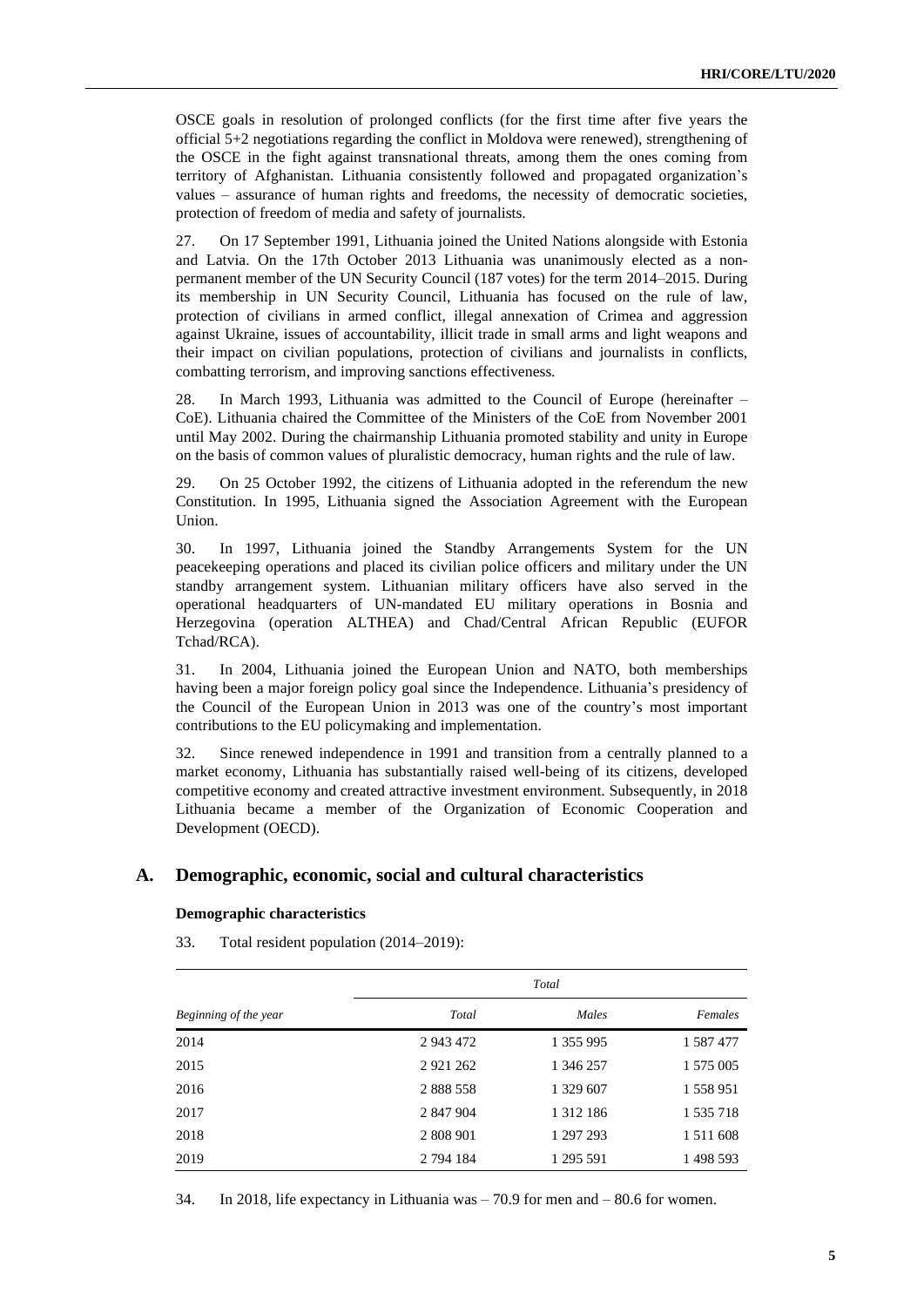OSCE goals in resolution of prolonged conflicts (for the first time after five years the official 5+2 negotiations regarding the conflict in Moldova were renewed), strengthening of the OSCE in the fight against transnational threats, among them the ones coming from territory of Afghanistan. Lithuania consistently followed and propagated organization's values – assurance of human rights and freedoms, the necessity of democratic societies, protection of freedom of media and safety of journalists.

27. On 17 September 1991, Lithuania joined the United Nations alongside with Estonia and Latvia. On the 17th October 2013 Lithuania was unanimously elected as a non-permanent member of the UN Security Council (187 votes) for the term 2014–2015. During its membership in UN Security Council, Lithuania has focused on the rule of law, protection of civilians in armed conflict, illegal annexation of Crimea and aggression against Ukraine, issues of accountability, illicit trade in small arms and light weapons and their impact on civilian populations, protection of civilians and journalists in conflicts, combatting terrorism, and improving sanctions effectiveness.

28. In March 1993, Lithuania was admitted to the Council of Europe (hereinafter – CoE). Lithuania chaired the Committee of the Ministers of the CoE from November 2001 until May 2002. During the chairmanship Lithuania promoted stability and unity in Europe on the basis of common values of pluralistic democracy, human rights and the rule of law.

29. On 25 October 1992, the citizens of Lithuania adopted in the referendum the new Constitution. In 1995, Lithuania signed the Association Agreement with the European Union.

30. In 1997, Lithuania joined the Standby Arrangements System for the UN peacekeeping operations and placed its civilian police officers and military under the UN standby arrangement system. Lithuanian military officers have also served in the operational headquarters of UN-mandated EU military operations in Bosnia and Herzegovina (operation ALTHEA) and Chad/Central African Republic (EUFOR Tchad/RCA).

31. In 2004, Lithuania joined the European Union and NATO, both memberships having been a major foreign policy goal since the Independence. Lithuania's presidency of the Council of the European Union in 2013 was one of the country's most important contributions to the EU policymaking and implementation.

32. Since renewed independence in 1991 and transition from a centrally planned to a market economy, Lithuania has substantially raised well-being of its citizens, developed competitive economy and created attractive investment environment. Subsequently, in 2018 Lithuania became a member of the Organization of Economic Cooperation and Development (OECD).

## A. Demographic, economic, social and cultural characteristics

### Demographic characteristics

33. Total resident population (2014–2019):

| | *Total* | | |
|---|---|---|---|
| *Beginning of the year* | *Total* | *Males* | *Females* |
| 2014 | 2 943 472 | 1 355 995 | 1 587 477 |
| 2015 | 2 921 262 | 1 346 257 | 1 575 005 |
| 2016 | 2 888 558 | 1 329 607 | 1 558 951 |
| 2017 | 2 847 904 | 1 312 186 | 1 535 718 |
| 2018 | 2 808 901 | 1 297 293 | 1 511 608 |
| 2019 | 2 794 184 | 1 295 591 | 1 498 593 |

34. In 2018, life expectancy in Lithuania was – 70.9 for men and – 80.6 for women.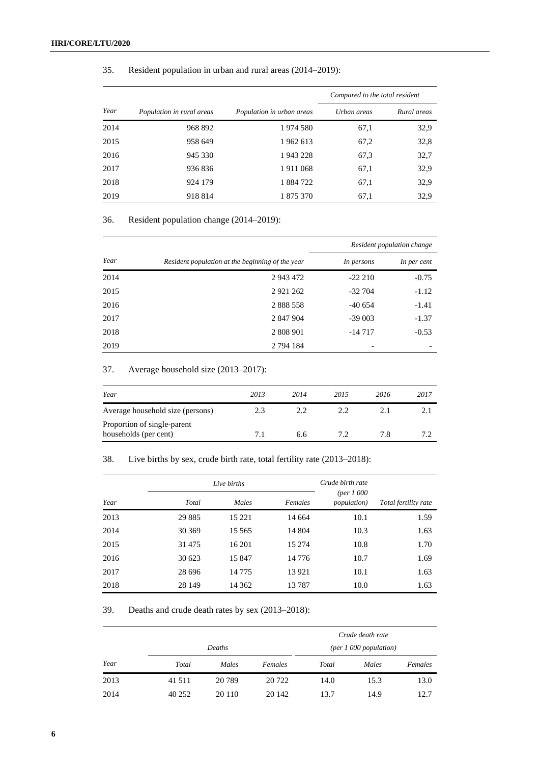35. Resident population in urban and rural areas (2014–2019):

| Year | Population in rural areas | Population in urban areas | Compared to the total resident | |
|---|---|---|---|---|
| | | | Urban areas | Rural areas |
| 2014 | 968 892 | 1 974 580 | 67,1 | 32,9 |
| 2015 | 958 649 | 1 962 613 | 67,2 | 32,8 |
| 2016 | 945 330 | 1 943 228 | 67,3 | 32,7 |
| 2017 | 936 836 | 1 911 068 | 67,1 | 32,9 |
| 2018 | 924 179 | 1 884 722 | 67,1 | 32,9 |
| 2019 | 918 814 | 1 875 370 | 67,1 | 32,9 |

36. Resident population change (2014–2019):

| Year | Resident population at the beginning of the year | Resident population change | |
|---|---|---|---|
| | | In persons | In per cent |
| 2014 | 2 943 472 | -22 210 | -0.75 |
| 2015 | 2 921 262 | -32 704 | -1.12 |
| 2016 | 2 888 558 | -40 654 | -1.41 |
| 2017 | 2 847 904 | -39 003 | -1.37 |
| 2018 | 2 808 901 | -14 717 | -0.53 |
| 2019 | 2 794 184 | - | - |

37. Average household size (2013–2017):

| Year | 2013 | 2014 | 2015 | 2016 | 2017 |
|---|---|---|---|---|---|
| Average household size (persons) | 2.3 | 2.2 | 2.2 | 2.1 | 2.1 |
| Proportion of single-parent households (per cent) | 7.1 | 6.6 | 7.2 | 7.8 | 7.2 |

38. Live births by sex, crude birth rate, total fertility rate (2013–2018):

| Year | Live births | | | Crude birth rate (per 1 000 population) | Total fertility rate |
|---|---|---|---|---|---|
| | Total | Males | Females | | |
| 2013 | 29 885 | 15 221 | 14 664 | 10.1 | 1.59 |
| 2014 | 30 369 | 15 565 | 14 804 | 10.3 | 1.63 |
| 2015 | 31 475 | 16 201 | 15 274 | 10.8 | 1.70 |
| 2016 | 30 623 | 15 847 | 14 776 | 10.7 | 1.69 |
| 2017 | 28 696 | 14 775 | 13 921 | 10.1 | 1.63 |
| 2018 | 28 149 | 14 362 | 13 787 | 10.0 | 1.63 |

39. Deaths and crude death rates by sex (2013–2018):

| Year | Deaths | | | Crude death rate (per 1 000 population) | | |
|---|---|---|---|---|---|---|
| | Total | Males | Females | Total | Males | Females |
| 2013 | 41 511 | 20 789 | 20 722 | 14.0 | 15.3 | 13.0 |
| 2014 | 40 252 | 20 110 | 20 142 | 13.7 | 14.9 | 12.7 |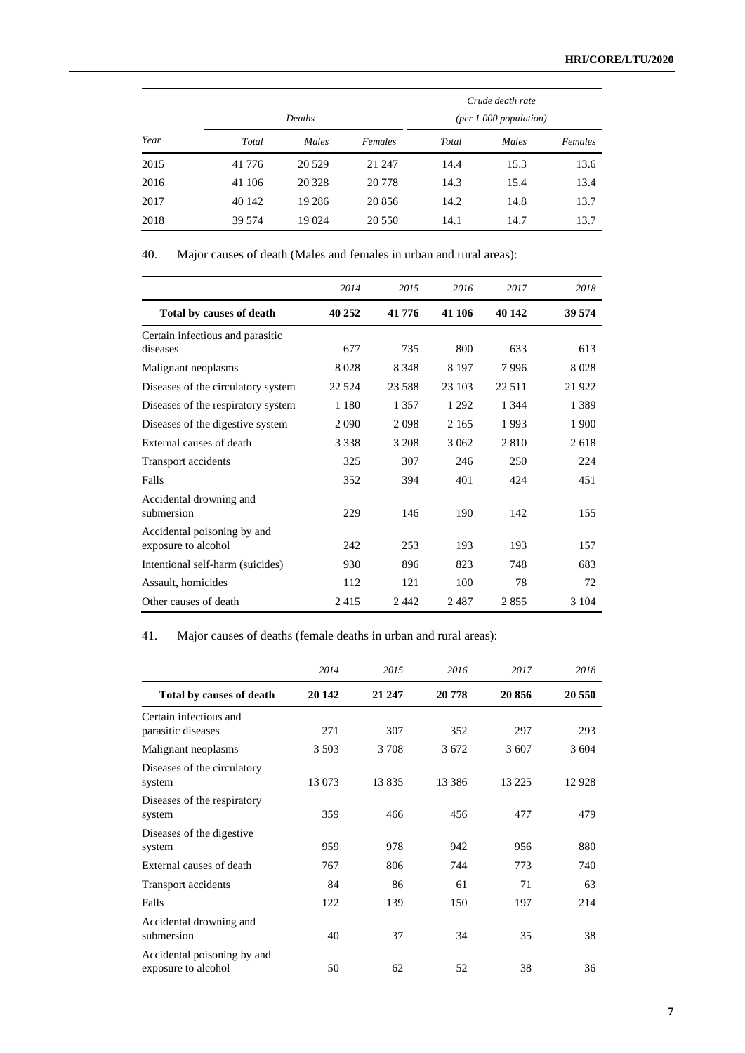| Year | Deaths | | | Crude death rate (per 1 000 population) | | |
|---|---|---|---|---|---|---|
| | *Total* | *Males* | *Females* | *Total* | *Males* | *Females* |
| 2015 | 41 776 | 20 529 | 21 247 | 14.4 | 15.3 | 13.6 |
| 2016 | 41 106 | 20 328 | 20 778 | 14.3 | 15.4 | 13.4 |
| 2017 | 40 142 | 19 286 | 20 856 | 14.2 | 14.8 | 13.7 |
| 2018 | 39 574 | 19 024 | 20 550 | 14.1 | 14.7 | 13.7 |

40. Major causes of death (Males and females in urban and rural areas):

| | *2014* | *2015* | *2016* | *2017* | *2018* |
|---|---|---|---|---|---|
| **Total by causes of death** | **40 252** | **41 776** | **41 106** | **40 142** | **39 574** |
| Certain infectious and parasitic diseases | 677 | 735 | 800 | 633 | 613 |
| Malignant neoplasms | 8 028 | 8 348 | 8 197 | 7 996 | 8 028 |
| Diseases of the circulatory system | 22 524 | 23 588 | 23 103 | 22 511 | 21 922 |
| Diseases of the respiratory system | 1 180 | 1 357 | 1 292 | 1 344 | 1 389 |
| Diseases of the digestive system | 2 090 | 2 098 | 2 165 | 1 993 | 1 900 |
| External causes of death | 3 338 | 3 208 | 3 062 | 2 810 | 2 618 |
| Transport accidents | 325 | 307 | 246 | 250 | 224 |
| Falls | 352 | 394 | 401 | 424 | 451 |
| Accidental drowning and submersion | 229 | 146 | 190 | 142 | 155 |
| Accidental poisoning by and exposure to alcohol | 242 | 253 | 193 | 193 | 157 |
| Intentional self-harm (suicides) | 930 | 896 | 823 | 748 | 683 |
| Assault, homicides | 112 | 121 | 100 | 78 | 72 |
| Other causes of death | 2 415 | 2 442 | 2 487 | 2 855 | 3 104 |

41. Major causes of deaths (female deaths in urban and rural areas):

| | *2014* | *2015* | *2016* | *2017* | *2018* |
|---|---|---|---|---|---|
| **Total by causes of death** | **20 142** | **21 247** | **20 778** | **20 856** | **20 550** |
| Certain infectious and parasitic diseases | 271 | 307 | 352 | 297 | 293 |
| Malignant neoplasms | 3 503 | 3 708 | 3 672 | 3 607 | 3 604 |
| Diseases of the circulatory system | 13 073 | 13 835 | 13 386 | 13 225 | 12 928 |
| Diseases of the respiratory system | 359 | 466 | 456 | 477 | 479 |
| Diseases of the digestive system | 959 | 978 | 942 | 956 | 880 |
| External causes of death | 767 | 806 | 744 | 773 | 740 |
| Transport accidents | 84 | 86 | 61 | 71 | 63 |
| Falls | 122 | 139 | 150 | 197 | 214 |
| Accidental drowning and submersion | 40 | 37 | 34 | 35 | 38 |
| Accidental poisoning by and exposure to alcohol | 50 | 62 | 52 | 38 | 36 |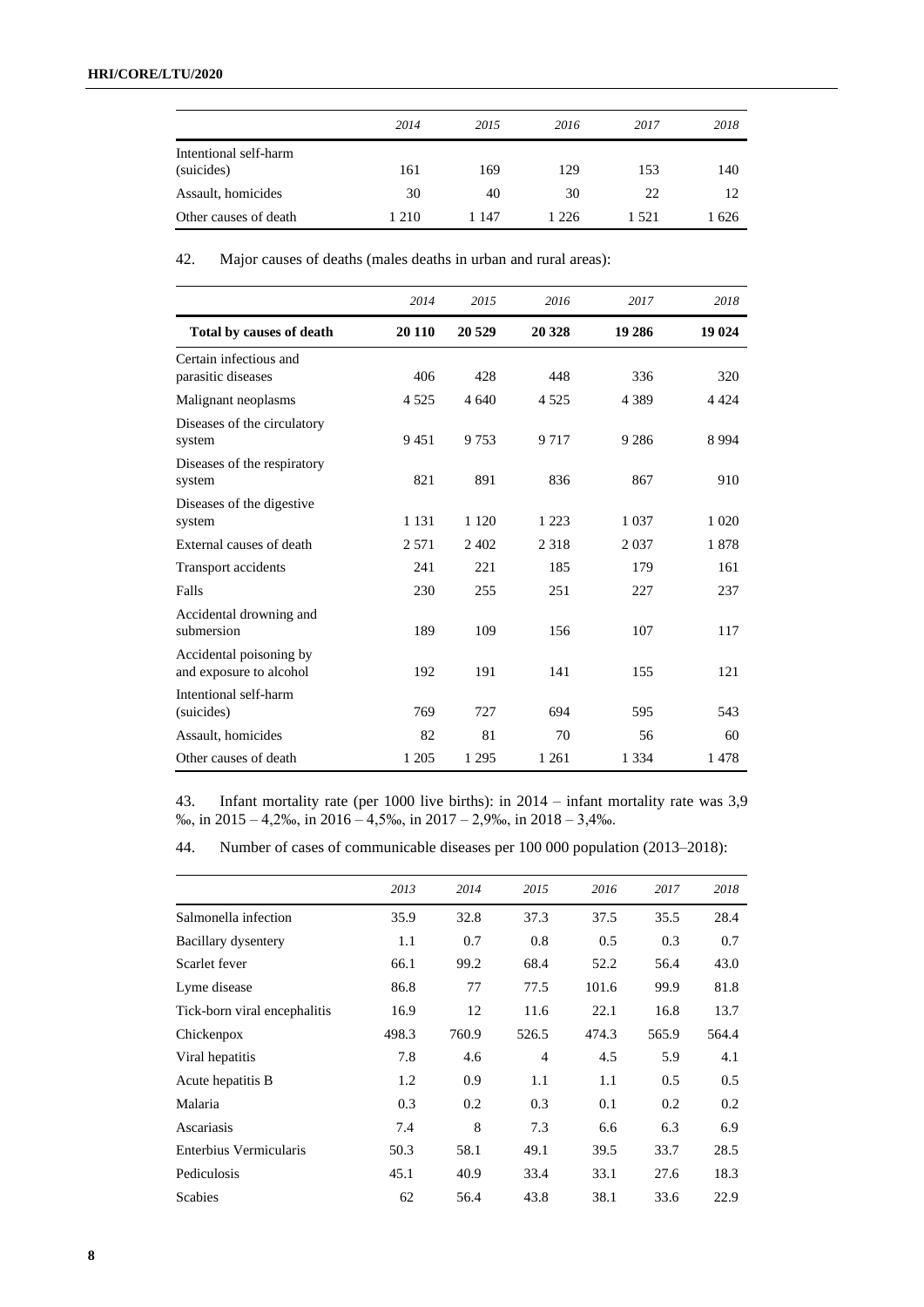|  | 2014 | 2015 | 2016 | 2017 | 2018 |
| --- | --- | --- | --- | --- | --- |
| Intentional self-harm (suicides) | 161 | 169 | 129 | 153 | 140 |
| Assault, homicides | 30 | 40 | 30 | 22 | 12 |
| Other causes of death | 1 210 | 1 147 | 1 226 | 1 521 | 1 626 |

42. Major causes of deaths (males deaths in urban and rural areas):

|  | 2014 | 2015 | 2016 | 2017 | 2018 |
| --- | --- | --- | --- | --- | --- |
| **Total by causes of death** | **20 110** | **20 529** | **20 328** | **19 286** | **19 024** |
| Certain infectious and parasitic diseases | 406 | 428 | 448 | 336 | 320 |
| Malignant neoplasms | 4 525 | 4 640 | 4 525 | 4 389 | 4 424 |
| Diseases of the circulatory system | 9 451 | 9 753 | 9 717 | 9 286 | 8 994 |
| Diseases of the respiratory system | 821 | 891 | 836 | 867 | 910 |
| Diseases of the digestive system | 1 131 | 1 120 | 1 223 | 1 037 | 1 020 |
| External causes of death | 2 571 | 2 402 | 2 318 | 2 037 | 1 878 |
| Transport accidents | 241 | 221 | 185 | 179 | 161 |
| Falls | 230 | 255 | 251 | 227 | 237 |
| Accidental drowning and submersion | 189 | 109 | 156 | 107 | 117 |
| Accidental poisoning by and exposure to alcohol | 192 | 191 | 141 | 155 | 121 |
| Intentional self-harm (suicides) | 769 | 727 | 694 | 595 | 543 |
| Assault, homicides | 82 | 81 | 70 | 56 | 60 |
| Other causes of death | 1 205 | 1 295 | 1 261 | 1 334 | 1 478 |

43. Infant mortality rate (per 1000 live births): in 2014 – infant mortality rate was 3,9 ‰, in 2015 – 4,2‰, in 2016 – 4,5‰, in 2017 – 2,9‰, in 2018 – 3,4‰.

44. Number of cases of communicable diseases per 100 000 population (2013–2018):

|  | 2013 | 2014 | 2015 | 2016 | 2017 | 2018 |
| --- | --- | --- | --- | --- | --- | --- |
| Salmonella infection | 35.9 | 32.8 | 37.3 | 37.5 | 35.5 | 28.4 |
| Bacillary dysentery | 1.1 | 0.7 | 0.8 | 0.5 | 0.3 | 0.7 |
| Scarlet fever | 66.1 | 99.2 | 68.4 | 52.2 | 56.4 | 43.0 |
| Lyme disease | 86.8 | 77 | 77.5 | 101.6 | 99.9 | 81.8 |
| Tick-born viral encephalitis | 16.9 | 12 | 11.6 | 22.1 | 16.8 | 13.7 |
| Chickenpox | 498.3 | 760.9 | 526.5 | 474.3 | 565.9 | 564.4 |
| Viral hepatitis | 7.8 | 4.6 | 4 | 4.5 | 5.9 | 4.1 |
| Acute hepatitis B | 1.2 | 0.9 | 1.1 | 1.1 | 0.5 | 0.5 |
| Malaria | 0.3 | 0.2 | 0.3 | 0.1 | 0.2 | 0.2 |
| Ascariasis | 7.4 | 8 | 7.3 | 6.6 | 6.3 | 6.9 |
| Enterbius Vermicularis | 50.3 | 58.1 | 49.1 | 39.5 | 33.7 | 28.5 |
| Pediculosis | 45.1 | 40.9 | 33.4 | 33.1 | 27.6 | 18.3 |
| Scabies | 62 | 56.4 | 43.8 | 38.1 | 33.6 | 22.9 |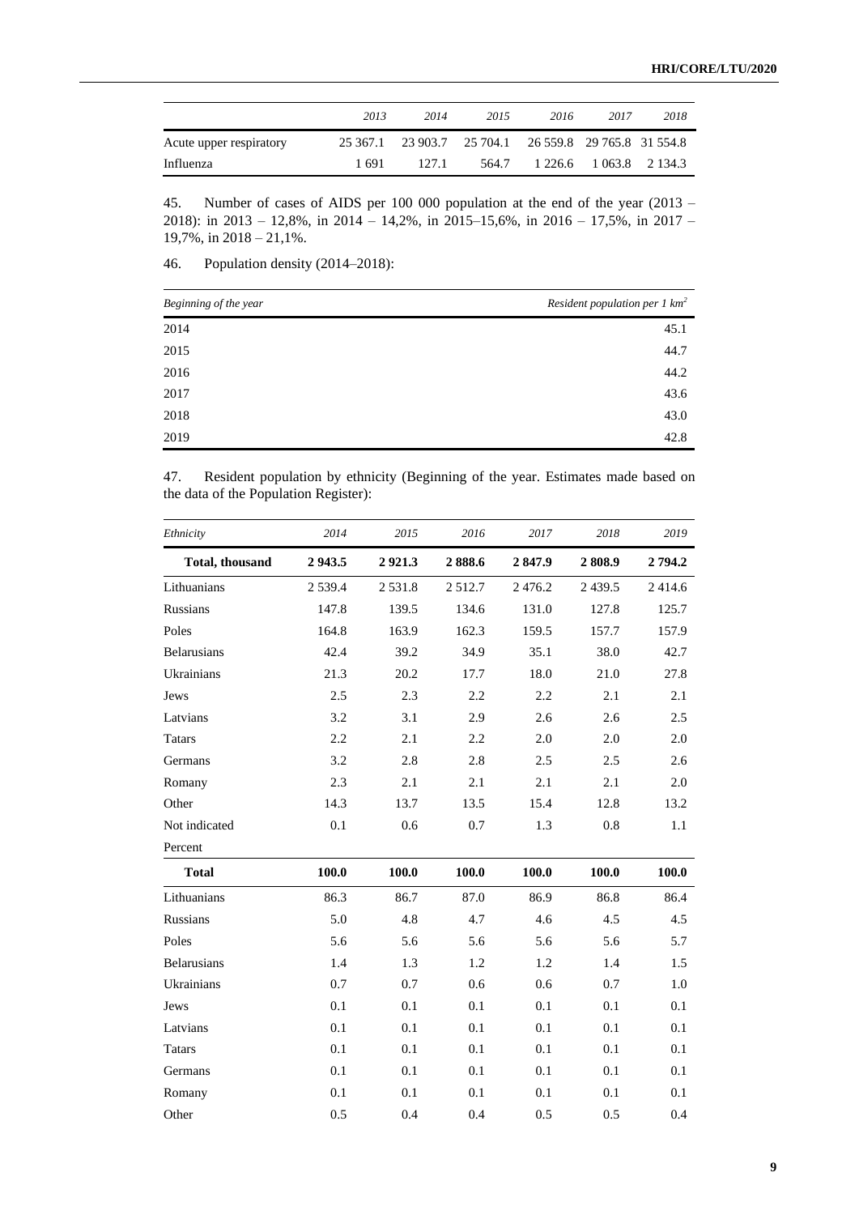| | 2013 | 2014 | 2015 | 2016 | 2017 | 2018 |
|---|---|---|---|---|---|---|
| Acute upper respiratory | 25 367.1 | 23 903.7 | 25 704.1 | 26 559.8 | 29 765.8 | 31 554.8 |
| Influenza | 1 691 | 127.1 | 564.7 | 1 226.6 | 1 063.8 | 2 134.3 |

45. Number of cases of AIDS per 100 000 population at the end of the year (2013 – 2018): in 2013 – 12,8%, in 2014 – 14,2%, in 2015–15,6%, in 2016 – 17,5%, in 2017 – 19,7%, in 2018 – 21,1%.

46. Population density (2014–2018):

| *Beginning of the year* | *Resident population per 1 km²* |
|---|---|
| 2014 | 45.1 |
| 2015 | 44.7 |
| 2016 | 44.2 |
| 2017 | 43.6 |
| 2018 | 43.0 |
| 2019 | 42.8 |

47. Resident population by ethnicity (Beginning of the year. Estimates made based on the data of the Population Register):

| *Ethnicity* | *2014* | *2015* | *2016* | *2017* | *2018* | *2019* |
|---|---|---|---|---|---|---|
| **Total, thousand** | **2 943.5** | **2 921.3** | **2 888.6** | **2 847.9** | **2 808.9** | **2 794.2** |
| Lithuanians | 2 539.4 | 2 531.8 | 2 512.7 | 2 476.2 | 2 439.5 | 2 414.6 |
| Russians | 147.8 | 139.5 | 134.6 | 131.0 | 127.8 | 125.7 |
| Poles | 164.8 | 163.9 | 162.3 | 159.5 | 157.7 | 157.9 |
| Belarusians | 42.4 | 39.2 | 34.9 | 35.1 | 38.0 | 42.7 |
| Ukrainians | 21.3 | 20.2 | 17.7 | 18.0 | 21.0 | 27.8 |
| Jews | 2.5 | 2.3 | 2.2 | 2.2 | 2.1 | 2.1 |
| Latvians | 3.2 | 3.1 | 2.9 | 2.6 | 2.6 | 2.5 |
| Tatars | 2.2 | 2.1 | 2.2 | 2.0 | 2.0 | 2.0 |
| Germans | 3.2 | 2.8 | 2.8 | 2.5 | 2.5 | 2.6 |
| Romany | 2.3 | 2.1 | 2.1 | 2.1 | 2.1 | 2.0 |
| Other | 14.3 | 13.7 | 13.5 | 15.4 | 12.8 | 13.2 |
| Not indicated | 0.1 | 0.6 | 0.7 | 1.3 | 0.8 | 1.1 |
| Percent | | | | | | |
| **Total** | **100.0** | **100.0** | **100.0** | **100.0** | **100.0** | **100.0** |
| Lithuanians | 86.3 | 86.7 | 87.0 | 86.9 | 86.8 | 86.4 |
| Russians | 5.0 | 4.8 | 4.7 | 4.6 | 4.5 | 4.5 |
| Poles | 5.6 | 5.6 | 5.6 | 5.6 | 5.6 | 5.7 |
| Belarusians | 1.4 | 1.3 | 1.2 | 1.2 | 1.4 | 1.5 |
| Ukrainians | 0.7 | 0.7 | 0.6 | 0.6 | 0.7 | 1.0 |
| Jews | 0.1 | 0.1 | 0.1 | 0.1 | 0.1 | 0.1 |
| Latvians | 0.1 | 0.1 | 0.1 | 0.1 | 0.1 | 0.1 |
| Tatars | 0.1 | 0.1 | 0.1 | 0.1 | 0.1 | 0.1 |
| Germans | 0.1 | 0.1 | 0.1 | 0.1 | 0.1 | 0.1 |
| Romany | 0.1 | 0.1 | 0.1 | 0.1 | 0.1 | 0.1 |
| Other | 0.5 | 0.4 | 0.4 | 0.5 | 0.5 | 0.4 |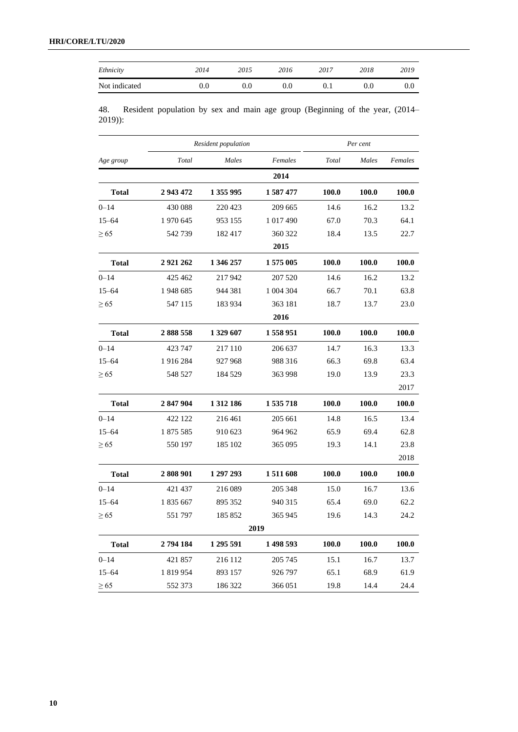| Ethnicity | 2014 | 2015 | 2016 | 2017 | 2018 | 2019 |
|---|---|---|---|---|---|---|
| Not indicated | 0.0 | 0.0 | 0.0 | 0.1 | 0.0 | 0.0 |

48. Resident population by sex and main age group (Beginning of the year, (2014–2019)):

| | Resident population | | | Per cent | | |
|---|---|---|---|---|---|---|
| Age group | Total | Males | Females | Total | Males | Females |
| | | | 2014 | | | |
| **Total** | **2 943 472** | **1 355 995** | **1 587 477** | **100.0** | **100.0** | **100.0** |
| 0–14 | 430 088 | 220 423 | 209 665 | 14.6 | 16.2 | 13.2 |
| 15–64 | 1 970 645 | 953 155 | 1 017 490 | 67.0 | 70.3 | 64.1 |
| ≥ 65 | 542 739 | 182 417 | 360 322 | 18.4 | 13.5 | 22.7 |
| | | | 2015 | | | |
| **Total** | **2 921 262** | **1 346 257** | **1 575 005** | **100.0** | **100.0** | **100.0** |
| 0–14 | 425 462 | 217 942 | 207 520 | 14.6 | 16.2 | 13.2 |
| 15–64 | 1 948 685 | 944 381 | 1 004 304 | 66.7 | 70.1 | 63.8 |
| ≥ 65 | 547 115 | 183 934 | 363 181 | 18.7 | 13.7 | 23.0 |
| | | | 2016 | | | |
| **Total** | **2 888 558** | **1 329 607** | **1 558 951** | **100.0** | **100.0** | **100.0** |
| 0–14 | 423 747 | 217 110 | 206 637 | 14.7 | 16.3 | 13.3 |
| 15–64 | 1 916 284 | 927 968 | 988 316 | 66.3 | 69.8 | 63.4 |
| ≥ 65 | 548 527 | 184 529 | 363 998 | 19.0 | 13.9 | 23.3 |
| | | | | | | 2017 |
| **Total** | **2 847 904** | **1 312 186** | **1 535 718** | **100.0** | **100.0** | **100.0** |
| 0–14 | 422 122 | 216 461 | 205 661 | 14.8 | 16.5 | 13.4 |
| 15–64 | 1 875 585 | 910 623 | 964 962 | 65.9 | 69.4 | 62.8 |
| ≥ 65 | 550 197 | 185 102 | 365 095 | 19.3 | 14.1 | 23.8 |
| | | | | | | 2018 |
| **Total** | **2 808 901** | **1 297 293** | **1 511 608** | **100.0** | **100.0** | **100.0** |
| 0–14 | 421 437 | 216 089 | 205 348 | 15.0 | 16.7 | 13.6 |
| 15–64 | 1 835 667 | 895 352 | 940 315 | 65.4 | 69.0 | 62.2 |
| ≥ 65 | 551 797 | 185 852 | 365 945 | 19.6 | 14.3 | 24.2 |
| | | | 2019 | | | |
| **Total** | **2 794 184** | **1 295 591** | **1 498 593** | **100.0** | **100.0** | **100.0** |
| 0–14 | 421 857 | 216 112 | 205 745 | 15.1 | 16.7 | 13.7 |
| 15–64 | 1 819 954 | 893 157 | 926 797 | 65.1 | 68.9 | 61.9 |
| ≥ 65 | 552 373 | 186 322 | 366 051 | 19.8 | 14.4 | 24.4 |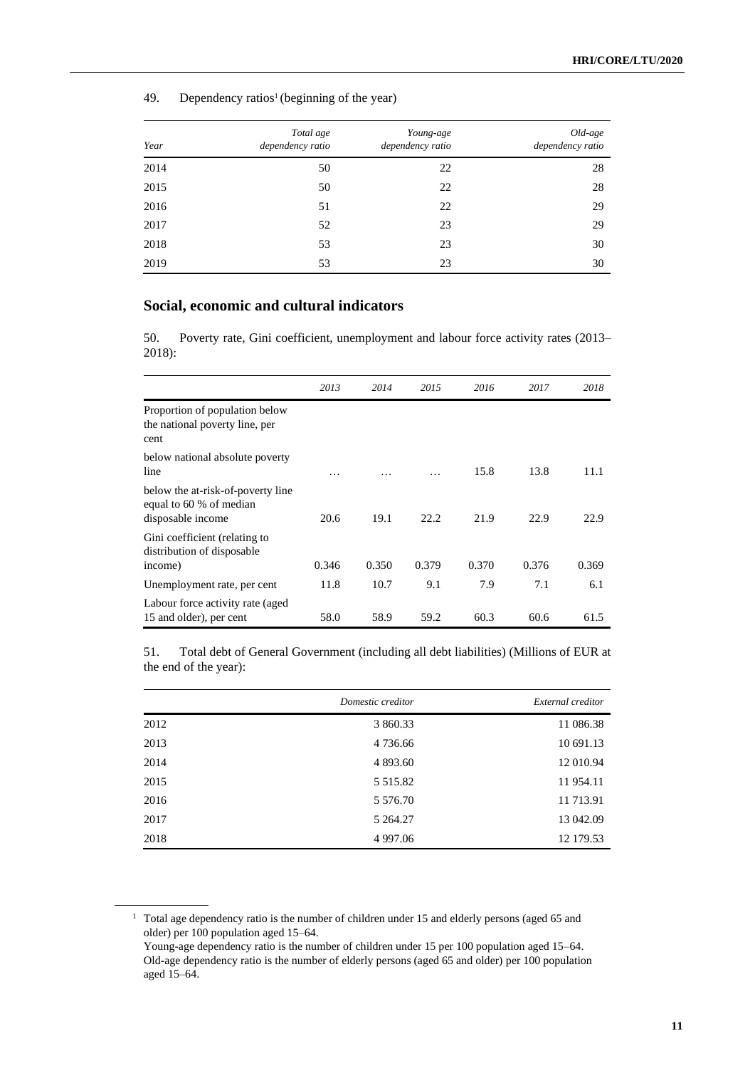49. Dependency ratios[1] (beginning of the year)

| *Year* | *Total age dependency ratio* | *Young-age dependency ratio* | *Old-age dependency ratio* |
|---|---|---|---|
| 2014 | 50 | 22 | 28 |
| 2015 | 50 | 22 | 28 |
| 2016 | 51 | 22 | 29 |
| 2017 | 52 | 23 | 29 |
| 2018 | 53 | 23 | 30 |
| 2019 | 53 | 23 | 30 |

## Social, economic and cultural indicators

50. Poverty rate, Gini coefficient, unemployment and labour force activity rates (2013–2018):

| | *2013* | *2014* | *2015* | *2016* | *2017* | *2018* |
|---|---|---|---|---|---|---|
| Proportion of population below the national poverty line, per cent | | | | | | |
| below national absolute poverty line | … | … | … | 15.8 | 13.8 | 11.1 |
| below the at-risk-of-poverty line equal to 60 % of median disposable income | 20.6 | 19.1 | 22.2 | 21.9 | 22.9 | 22.9 |
| Gini coefficient (relating to distribution of disposable income) | 0.346 | 0.350 | 0.379 | 0.370 | 0.376 | 0.369 |
| Unemployment rate, per cent | 11.8 | 10.7 | 9.1 | 7.9 | 7.1 | 6.1 |
| Labour force activity rate (aged 15 and older), per cent | 58.0 | 58.9 | 59.2 | 60.3 | 60.6 | 61.5 |

51. Total debt of General Government (including all debt liabilities) (Millions of EUR at the end of the year):

| | *Domestic creditor* | *External creditor* |
|---|---|---|
| 2012 | 3 860.33 | 11 086.38 |
| 2013 | 4 736.66 | 10 691.13 |
| 2014 | 4 893.60 | 12 010.94 |
| 2015 | 5 515.82 | 11 954.11 |
| 2016 | 5 576.70 | 11 713.91 |
| 2017 | 5 264.27 | 13 042.09 |
| 2018 | 4 997.06 | 12 179.53 |

[1] Total age dependency ratio is the number of children under 15 and elderly persons (aged 65 and older) per 100 population aged 15–64.
Young-age dependency ratio is the number of children under 15 per 100 population aged 15–64.
Old-age dependency ratio is the number of elderly persons (aged 65 and older) per 100 population aged 15–64.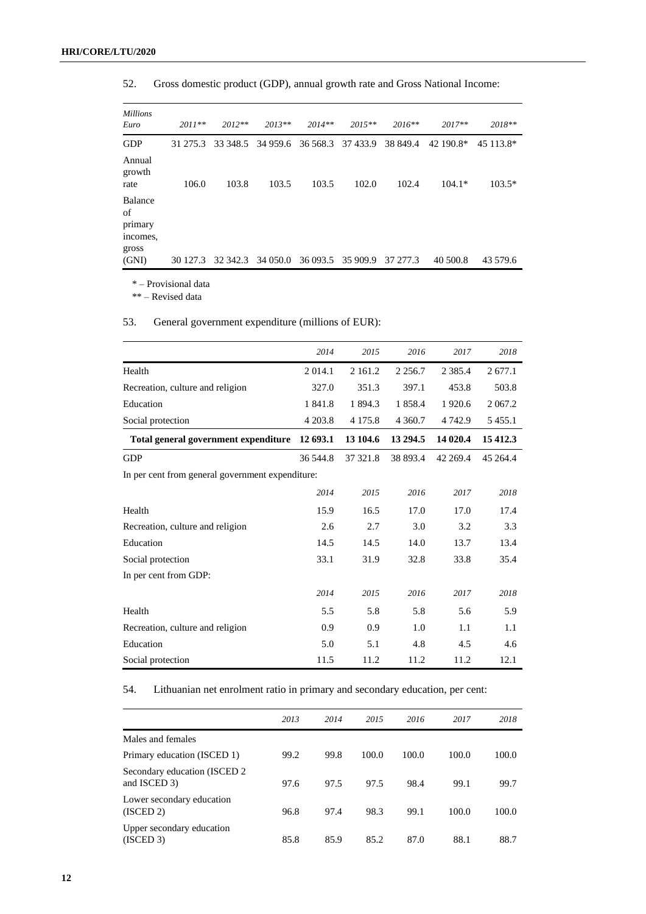52. Gross domestic product (GDP), annual growth rate and Gross National Income:

| *Millions Euro* | *2011*** | *2012*** | *2013*** | *2014*** | *2015*** | *2016*** | *2017*** | *2018*** |
|---|---|---|---|---|---|---|---|---|
| GDP | 31 275.3 | 33 348.5 | 34 959.6 | 36 568.3 | 37 433.9 | 38 849.4 | 42 190.8* | 45 113.8* |
| Annual growth rate | 106.0 | 103.8 | 103.5 | 103.5 | 102.0 | 102.4 | 104.1* | 103.5* |
| Balance of primary incomes, gross (GNI) | 30 127.3 | 32 342.3 | 34 050.0 | 36 093.5 | 35 909.9 | 37 277.3 | 40 500.8 | 43 579.6 |

\* – Provisional data

** – Revised data

53. General government expenditure (millions of EUR):

| | *2014* | *2015* | *2016* | *2017* | *2018* |
|---|---|---|---|---|---|
| Health | 2 014.1 | 2 161.2 | 2 256.7 | 2 385.4 | 2 677.1 |
| Recreation, culture and religion | 327.0 | 351.3 | 397.1 | 453.8 | 503.8 |
| Education | 1 841.8 | 1 894.3 | 1 858.4 | 1 920.6 | 2 067.2 |
| Social protection | 4 203.8 | 4 175.8 | 4 360.7 | 4 742.9 | 5 455.1 |
| **Total general government expenditure** | **12 693.1** | **13 104.6** | **13 294.5** | **14 020.4** | **15 412.3** |
| GDP | 36 544.8 | 37 321.8 | 38 893.4 | 42 269.4 | 45 264.4 |
| In per cent from general government expenditure: | | | | | |
| | *2014* | *2015* | *2016* | *2017* | *2018* |
| Health | 15.9 | 16.5 | 17.0 | 17.0 | 17.4 |
| Recreation, culture and religion | 2.6 | 2.7 | 3.0 | 3.2 | 3.3 |
| Education | 14.5 | 14.5 | 14.0 | 13.7 | 13.4 |
| Social protection | 33.1 | 31.9 | 32.8 | 33.8 | 35.4 |
| In per cent from GDP: | | | | | |
| | *2014* | *2015* | *2016* | *2017* | *2018* |
| Health | 5.5 | 5.8 | 5.8 | 5.6 | 5.9 |
| Recreation, culture and religion | 0.9 | 0.9 | 1.0 | 1.1 | 1.1 |
| Education | 5.0 | 5.1 | 4.8 | 4.5 | 4.6 |
| Social protection | 11.5 | 11.2 | 11.2 | 11.2 | 12.1 |

54. Lithuanian net enrolment ratio in primary and secondary education, per cent:

| | *2013* | *2014* | *2015* | *2016* | *2017* | *2018* |
|---|---|---|---|---|---|---|
| Males and females | | | | | | |
| Primary education (ISCED 1) | 99.2 | 99.8 | 100.0 | 100.0 | 100.0 | 100.0 |
| Secondary education (ISCED 2 and ISCED 3) | 97.6 | 97.5 | 97.5 | 98.4 | 99.1 | 99.7 |
| Lower secondary education (ISCED 2) | 96.8 | 97.4 | 98.3 | 99.1 | 100.0 | 100.0 |
| Upper secondary education (ISCED 3) | 85.8 | 85.9 | 85.2 | 87.0 | 88.1 | 88.7 |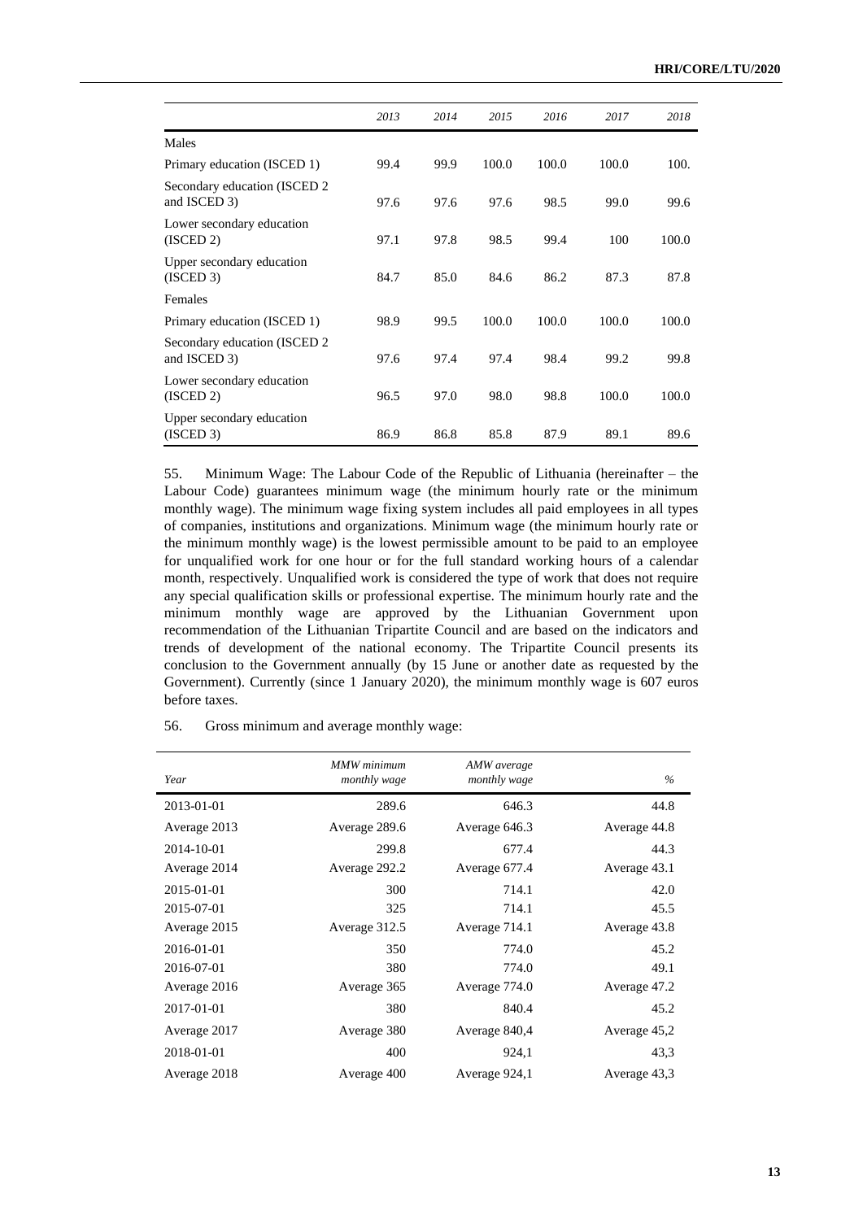| | 2013 | 2014 | 2015 | 2016 | 2017 | 2018 |
|---|---|---|---|---|---|---|
| Males | | | | | | |
| Primary education (ISCED 1) | 99.4 | 99.9 | 100.0 | 100.0 | 100.0 | 100. |
| Secondary education (ISCED 2 and ISCED 3) | 97.6 | 97.6 | 97.6 | 98.5 | 99.0 | 99.6 |
| Lower secondary education (ISCED 2) | 97.1 | 97.8 | 98.5 | 99.4 | 100 | 100.0 |
| Upper secondary education (ISCED 3) | 84.7 | 85.0 | 84.6 | 86.2 | 87.3 | 87.8 |
| Females | | | | | | |
| Primary education (ISCED 1) | 98.9 | 99.5 | 100.0 | 100.0 | 100.0 | 100.0 |
| Secondary education (ISCED 2 and ISCED 3) | 97.6 | 97.4 | 97.4 | 98.4 | 99.2 | 99.8 |
| Lower secondary education (ISCED 2) | 96.5 | 97.0 | 98.0 | 98.8 | 100.0 | 100.0 |
| Upper secondary education (ISCED 3) | 86.9 | 86.8 | 85.8 | 87.9 | 89.1 | 89.6 |

55. Minimum Wage: The Labour Code of the Republic of Lithuania (hereinafter – the Labour Code) guarantees minimum wage (the minimum hourly rate or the minimum monthly wage). The minimum wage fixing system includes all paid employees in all types of companies, institutions and organizations. Minimum wage (the minimum hourly rate or the minimum monthly wage) is the lowest permissible amount to be paid to an employee for unqualified work for one hour or for the full standard working hours of a calendar month, respectively. Unqualified work is considered the type of work that does not require any special qualification skills or professional expertise. The minimum hourly rate and the minimum monthly wage are approved by the Lithuanian Government upon recommendation of the Lithuanian Tripartite Council and are based on the indicators and trends of development of the national economy. The Tripartite Council presents its conclusion to the Government annually (by 15 June or another date as requested by the Government). Currently (since 1 January 2020), the minimum monthly wage is 607 euros before taxes.

56. Gross minimum and average monthly wage:

| *Year* | *MMW minimum monthly wage* | *AMW average monthly wage* | *%* |
|---|---|---|---|
| 2013-01-01 | 289.6 | 646.3 | 44.8 |
| Average 2013 | Average 289.6 | Average 646.3 | Average 44.8 |
| 2014-10-01 | 299.8 | 677.4 | 44.3 |
| Average 2014 | Average 292.2 | Average 677.4 | Average 43.1 |
| 2015-01-01 | 300 | 714.1 | 42.0 |
| 2015-07-01 | 325 | 714.1 | 45.5 |
| Average 2015 | Average 312.5 | Average 714.1 | Average 43.8 |
| 2016-01-01 | 350 | 774.0 | 45.2 |
| 2016-07-01 | 380 | 774.0 | 49.1 |
| Average 2016 | Average 365 | Average 774.0 | Average 47.2 |
| 2017-01-01 | 380 | 840.4 | 45.2 |
| Average 2017 | Average 380 | Average 840,4 | Average 45,2 |
| 2018-01-01 | 400 | 924,1 | 43,3 |
| Average 2018 | Average 400 | Average 924,1 | Average 43,3 |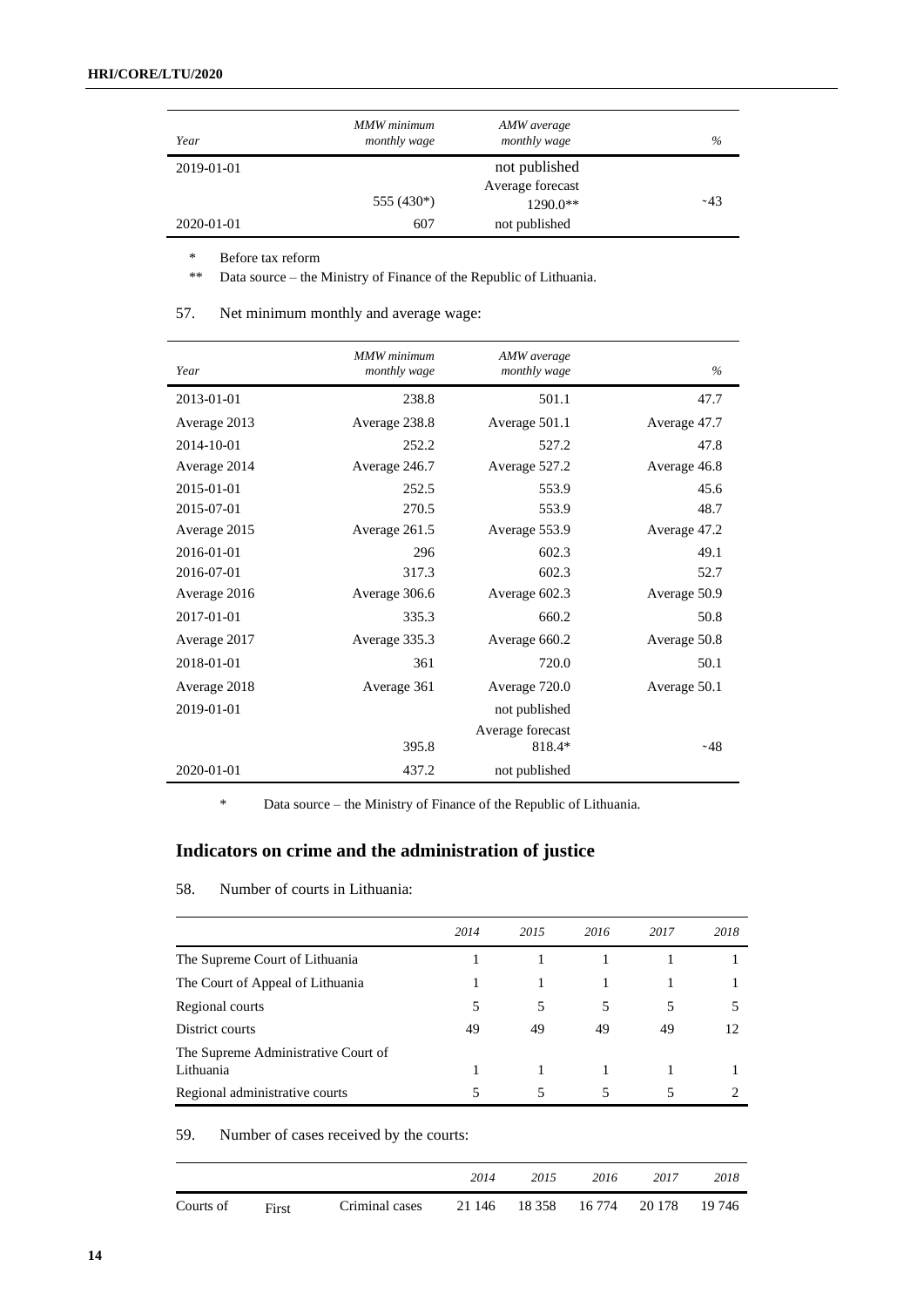| *Year* | *MMW minimum monthly wage* | *AMW average monthly wage* | *%* |
|---|---|---|---|
| 2019-01-01 | | not published | |
| | 555 (430*) | Average forecast 1290.0** | ~43 |
| 2020-01-01 | 607 | not published | |

\* Before tax reform

\*\* Data source – the Ministry of Finance of the Republic of Lithuania.

57. Net minimum monthly and average wage:

| *Year* | *MMW minimum monthly wage* | *AMW average monthly wage* | *%* |
|---|---|---|---|
| 2013-01-01 | 238.8 | 501.1 | 47.7 |
| Average 2013 | Average 238.8 | Average 501.1 | Average 47.7 |
| 2014-10-01 | 252.2 | 527.2 | 47.8 |
| Average 2014 | Average 246.7 | Average 527.2 | Average 46.8 |
| 2015-01-01 | 252.5 | 553.9 | 45.6 |
| 2015-07-01 | 270.5 | 553.9 | 48.7 |
| Average 2015 | Average 261.5 | Average 553.9 | Average 47.2 |
| 2016-01-01 | 296 | 602.3 | 49.1 |
| 2016-07-01 | 317.3 | 602.3 | 52.7 |
| Average 2016 | Average 306.6 | Average 602.3 | Average 50.9 |
| 2017-01-01 | 335.3 | 660.2 | 50.8 |
| Average 2017 | Average 335.3 | Average 660.2 | Average 50.8 |
| 2018-01-01 | 361 | 720.0 | 50.1 |
| Average 2018 | Average 361 | Average 720.0 | Average 50.1 |
| 2019-01-01 | | not published | |
| | 395.8 | Average forecast 818.4* | ~48 |
| 2020-01-01 | 437.2 | not published | |

\* Data source – the Ministry of Finance of the Republic of Lithuania.

## Indicators on crime and the administration of justice

58. Number of courts in Lithuania:

| | *2014* | *2015* | *2016* | *2017* | *2018* |
|---|---|---|---|---|---|
| The Supreme Court of Lithuania | 1 | 1 | 1 | 1 | 1 |
| The Court of Appeal of Lithuania | 1 | 1 | 1 | 1 | 1 |
| Regional courts | 5 | 5 | 5 | 5 | 5 |
| District courts | 49 | 49 | 49 | 49 | 12 |
| The Supreme Administrative Court of Lithuania | 1 | 1 | 1 | 1 | 1 |
| Regional administrative courts | 5 | 5 | 5 | 5 | 2 |

59. Number of cases received by the courts:

| | | | *2014* | *2015* | *2016* | *2017* | *2018* |
|---|---|---|---|---|---|---|---|
| Courts of | First | Criminal cases | 21 146 | 18 358 | 16 774 | 20 178 | 19 746 |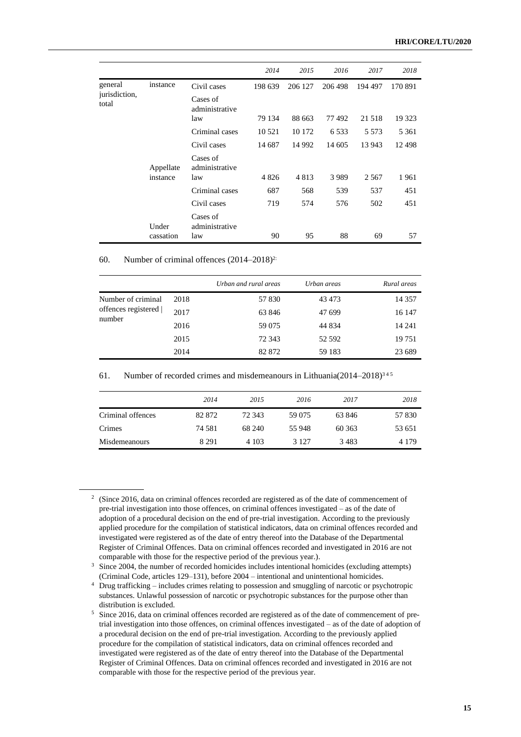| | | | *2014* | *2015* | *2016* | *2017* | *2018* |
|---|---|---|---|---|---|---|---|
| general jurisdiction, total | instance | Civil cases | 198 639 | 206 127 | 206 498 | 194 497 | 170 891 |
| | | Cases of administrative law | 79 134 | 88 663 | 77 492 | 21 518 | 19 323 |
| | | Criminal cases | 10 521 | 10 172 | 6 533 | 5 573 | 5 361 |
| | Appellate instance | Civil cases | 14 687 | 14 992 | 14 605 | 13 943 | 12 498 |
| | | Cases of administrative law | 4 826 | 4 813 | 3 989 | 2 567 | 1 961 |
| | | Criminal cases | 687 | 568 | 539 | 537 | 451 |
| | Under cassation | Civil cases | 719 | 574 | 576 | 502 | 451 |
| | | Cases of administrative law | 90 | 95 | 88 | 69 | 57 |

60. Number of criminal offences (2014–2018)[2]

| | | *Urban and rural areas* | *Urban areas* | *Rural areas* |
|---|---|---|---|---|
| Number of criminal offences registered \| number | 2018 | 57 830 | 43 473 | 14 357 |
| | 2017 | 63 846 | 47 699 | 16 147 |
| | 2016 | 59 075 | 44 834 | 14 241 |
| | 2015 | 72 343 | 52 592 | 19 751 |
| | 2014 | 82 872 | 59 183 | 23 689 |

61. Number of recorded crimes and misdemeanours in Lithuania(2014–2018)[3 4 5]

| | *2014* | *2015* | *2016* | *2017* | *2018* |
|---|---|---|---|---|---|
| Criminal offences | 82 872 | 72 343 | 59 075 | 63 846 | 57 830 |
| Crimes | 74 581 | 68 240 | 55 948 | 60 363 | 53 651 |
| Misdemeanours | 8 291 | 4 103 | 3 127 | 3 483 | 4 179 |

---

[2] (Since 2016, data on criminal offences recorded are registered as of the date of commencement of pre-trial investigation into those offences, on criminal offences investigated – as of the date of adoption of a procedural decision on the end of pre-trial investigation. According to the previously applied procedure for the compilation of statistical indicators, data on criminal offences recorded and investigated were registered as of the date of entry thereof into the Database of the Departmental Register of Criminal Offences. Data on criminal offences recorded and investigated in 2016 are not comparable with those for the respective period of the previous year.).

[3] Since 2004, the number of recorded homicides includes intentional homicides (excluding attempts) (Criminal Code, articles 129–131), before 2004 – intentional and unintentional homicides.

[4] Drug trafficking – includes crimes relating to possession and smuggling of narcotic or psychotropic substances. Unlawful possession of narcotic or psychotropic substances for the purpose other than distribution is excluded.

[5] Since 2016, data on criminal offences recorded are registered as of the date of commencement of pre-trial investigation into those offences, on criminal offences investigated – as of the date of adoption of a procedural decision on the end of pre-trial investigation. According to the previously applied procedure for the compilation of statistical indicators, data on criminal offences recorded and investigated were registered as of the date of entry thereof into the Database of the Departmental Register of Criminal Offences. Data on criminal offences recorded and investigated in 2016 are not comparable with those for the respective period of the previous year.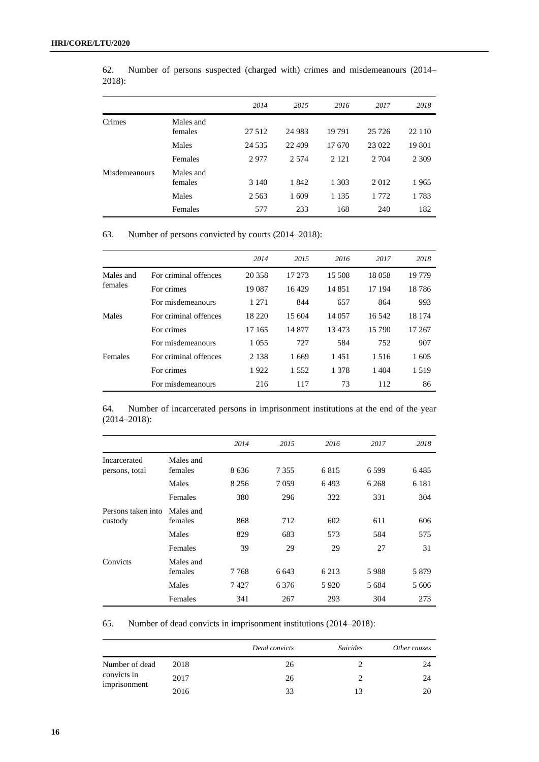62. Number of persons suspected (charged with) crimes and misdemeanours (2014–2018):

| | | *2014* | *2015* | *2016* | *2017* | *2018* |
|---|---|---|---|---|---|---|
| Crimes | Males and females | 27 512 | 24 983 | 19 791 | 25 726 | 22 110 |
| | Males | 24 535 | 22 409 | 17 670 | 23 022 | 19 801 |
| | Females | 2 977 | 2 574 | 2 121 | 2 704 | 2 309 |
| Misdemeanours | Males and females | 3 140 | 1 842 | 1 303 | 2 012 | 1 965 |
| | Males | 2 563 | 1 609 | 1 135 | 1 772 | 1 783 |
| | Females | 577 | 233 | 168 | 240 | 182 |

63. Number of persons convicted by courts (2014–2018):

| | | *2014* | *2015* | *2016* | *2017* | *2018* |
|---|---|---|---|---|---|---|
| Males and females | For criminal offences | 20 358 | 17 273 | 15 508 | 18 058 | 19 779 |
| | For crimes | 19 087 | 16 429 | 14 851 | 17 194 | 18 786 |
| | For misdemeanours | 1 271 | 844 | 657 | 864 | 993 |
| Males | For criminal offences | 18 220 | 15 604 | 14 057 | 16 542 | 18 174 |
| | For crimes | 17 165 | 14 877 | 13 473 | 15 790 | 17 267 |
| | For misdemeanours | 1 055 | 727 | 584 | 752 | 907 |
| Females | For criminal offences | 2 138 | 1 669 | 1 451 | 1 516 | 1 605 |
| | For crimes | 1 922 | 1 552 | 1 378 | 1 404 | 1 519 |
| | For misdemeanours | 216 | 117 | 73 | 112 | 86 |

64. Number of incarcerated persons in imprisonment institutions at the end of the year (2014–2018):

| | | *2014* | *2015* | *2016* | *2017* | *2018* |
|---|---|---|---|---|---|---|
| Incarcerated persons, total | Males and females | 8 636 | 7 355 | 6 815 | 6 599 | 6 485 |
| | Males | 8 256 | 7 059 | 6 493 | 6 268 | 6 181 |
| | Females | 380 | 296 | 322 | 331 | 304 |
| Persons taken into custody | Males and females | 868 | 712 | 602 | 611 | 606 |
| | Males | 829 | 683 | 573 | 584 | 575 |
| | Females | 39 | 29 | 29 | 27 | 31 |
| Convicts | Males and females | 7 768 | 6 643 | 6 213 | 5 988 | 5 879 |
| | Males | 7 427 | 6 376 | 5 920 | 5 684 | 5 606 |
| | Females | 341 | 267 | 293 | 304 | 273 |

65. Number of dead convicts in imprisonment institutions (2014–2018):

| | | *Dead convicts* | *Suicides* | *Other causes* |
|---|---|---|---|---|
| Number of dead convicts in imprisonment | 2018 | 26 | 2 | 24 |
| | 2017 | 26 | 2 | 24 |
| | 2016 | 33 | 13 | 20 |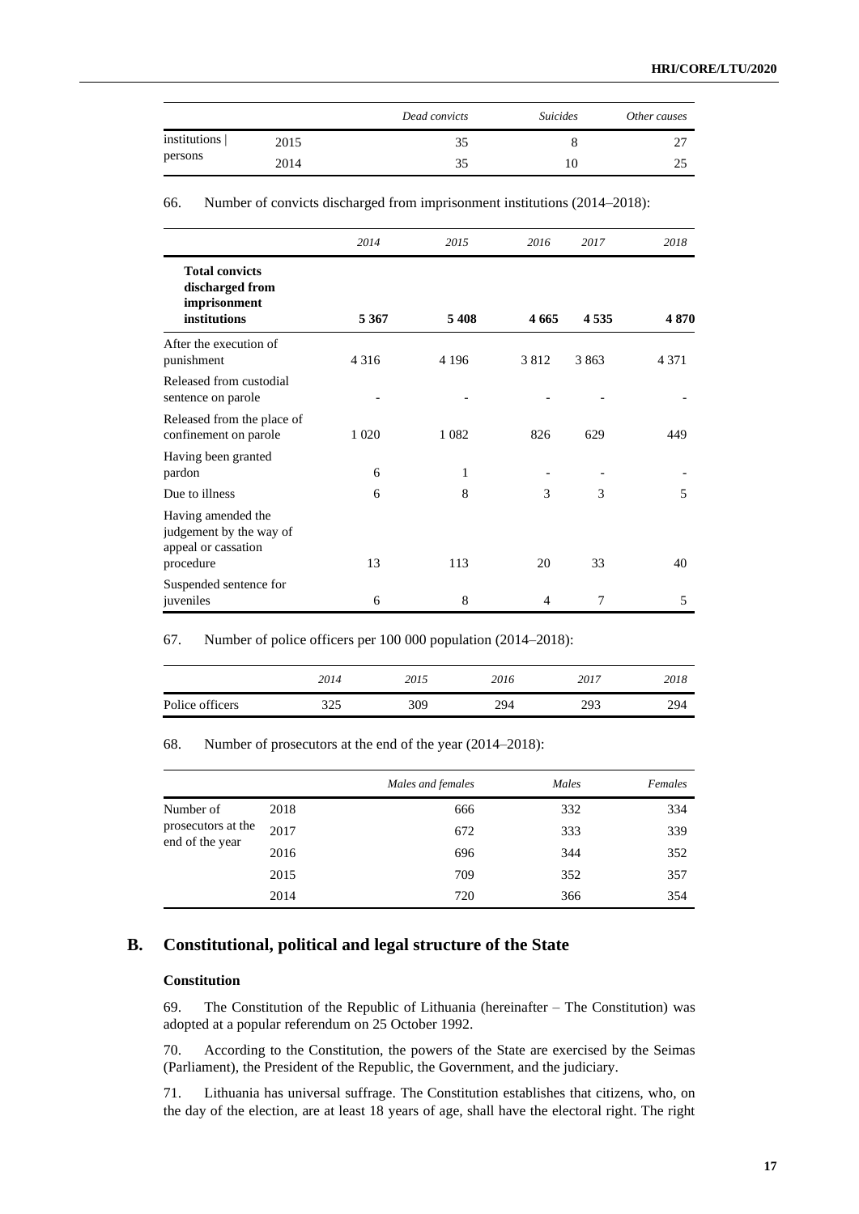| | | *Dead convicts* | *Suicides* | *Other causes* |
|---|---|---|---|---|
| institutions \| persons | 2015 | 35 | 8 | 27 |
| | 2014 | 35 | 10 | 25 |

66. Number of convicts discharged from imprisonment institutions (2014–2018):

| | *2014* | *2015* | *2016* | *2017* | *2018* |
|---|---|---|---|---|---|
| **Total convicts discharged from imprisonment institutions** | **5 367** | **5 408** | **4 665** | **4 535** | **4 870** |
| After the execution of punishment | 4 316 | 4 196 | 3 812 | 3 863 | 4 371 |
| Released from custodial sentence on parole | - | - | - | - | - |
| Released from the place of confinement on parole | 1 020 | 1 082 | 826 | 629 | 449 |
| Having been granted pardon | 6 | 1 | - | - | - |
| Due to illness | 6 | 8 | 3 | 3 | 5 |
| Having amended the judgement by the way of appeal or cassation procedure | 13 | 113 | 20 | 33 | 40 |
| Suspended sentence for juveniles | 6 | 8 | 4 | 7 | 5 |

67. Number of police officers per 100 000 population (2014–2018):

| | *2014* | *2015* | *2016* | *2017* | *2018* |
|---|---|---|---|---|---|
| Police officers | 325 | 309 | 294 | 293 | 294 |

68. Number of prosecutors at the end of the year (2014–2018):

| | | *Males and females* | *Males* | *Females* |
|---|---|---|---|---|
| Number of prosecutors at the end of the year | 2018 | 666 | 332 | 334 |
| | 2017 | 672 | 333 | 339 |
| | 2016 | 696 | 344 | 352 |
| | 2015 | 709 | 352 | 357 |
| | 2014 | 720 | 366 | 354 |

## B. Constitutional, political and legal structure of the State

### Constitution

69. The Constitution of the Republic of Lithuania (hereinafter – The Constitution) was adopted at a popular referendum on 25 October 1992.

70. According to the Constitution, the powers of the State are exercised by the Seimas (Parliament), the President of the Republic, the Government, and the judiciary.

71. Lithuania has universal suffrage. The Constitution establishes that citizens, who, on the day of the election, are at least 18 years of age, shall have the electoral right. The right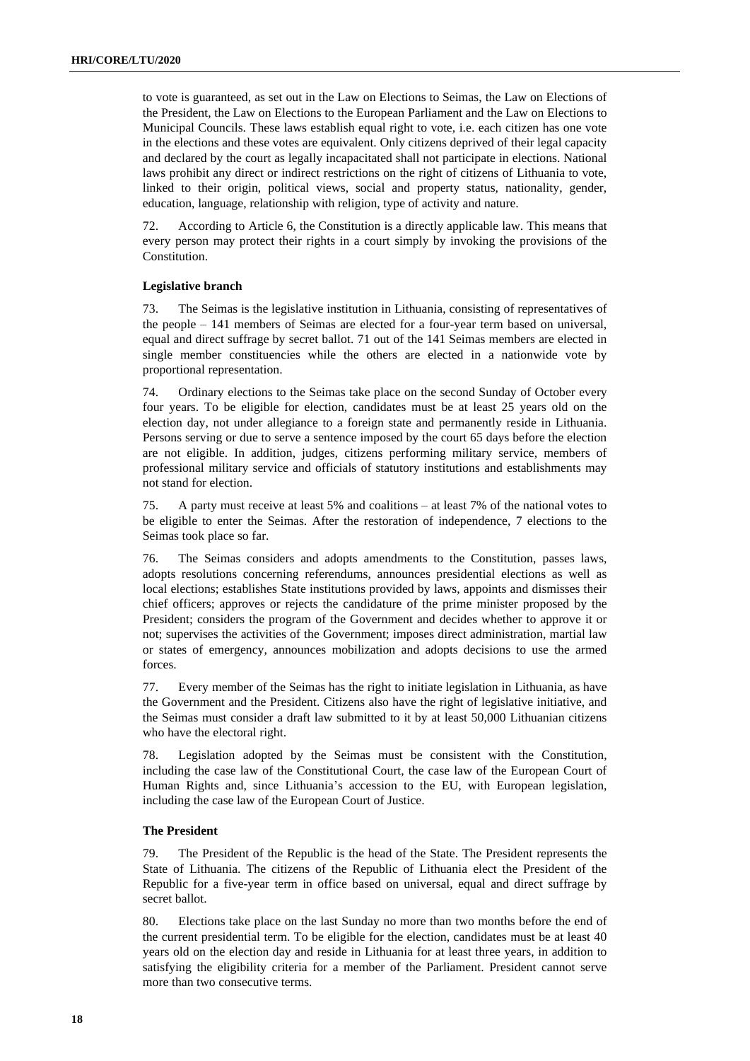to vote is guaranteed, as set out in the Law on Elections to Seimas, the Law on Elections of the President, the Law on Elections to the European Parliament and the Law on Elections to Municipal Councils. These laws establish equal right to vote, i.e. each citizen has one vote in the elections and these votes are equivalent. Only citizens deprived of their legal capacity and declared by the court as legally incapacitated shall not participate in elections. National laws prohibit any direct or indirect restrictions on the right of citizens of Lithuania to vote, linked to their origin, political views, social and property status, nationality, gender, education, language, relationship with religion, type of activity and nature.

72. According to Article 6, the Constitution is a directly applicable law. This means that every person may protect their rights in a court simply by invoking the provisions of the Constitution.

### Legislative branch

73. The Seimas is the legislative institution in Lithuania, consisting of representatives of the people – 141 members of Seimas are elected for a four-year term based on universal, equal and direct suffrage by secret ballot. 71 out of the 141 Seimas members are elected in single member constituencies while the others are elected in a nationwide vote by proportional representation.

74. Ordinary elections to the Seimas take place on the second Sunday of October every four years. To be eligible for election, candidates must be at least 25 years old on the election day, not under allegiance to a foreign state and permanently reside in Lithuania. Persons serving or due to serve a sentence imposed by the court 65 days before the election are not eligible. In addition, judges, citizens performing military service, members of professional military service and officials of statutory institutions and establishments may not stand for election.

75. A party must receive at least 5% and coalitions – at least 7% of the national votes to be eligible to enter the Seimas. After the restoration of independence, 7 elections to the Seimas took place so far.

76. The Seimas considers and adopts amendments to the Constitution, passes laws, adopts resolutions concerning referendums, announces presidential elections as well as local elections; establishes State institutions provided by laws, appoints and dismisses their chief officers; approves or rejects the candidature of the prime minister proposed by the President; considers the program of the Government and decides whether to approve it or not; supervises the activities of the Government; imposes direct administration, martial law or states of emergency, announces mobilization and adopts decisions to use the armed forces.

77. Every member of the Seimas has the right to initiate legislation in Lithuania, as have the Government and the President. Citizens also have the right of legislative initiative, and the Seimas must consider a draft law submitted to it by at least 50,000 Lithuanian citizens who have the electoral right.

78. Legislation adopted by the Seimas must be consistent with the Constitution, including the case law of the Constitutional Court, the case law of the European Court of Human Rights and, since Lithuania's accession to the EU, with European legislation, including the case law of the European Court of Justice.

### The President

79. The President of the Republic is the head of the State. The President represents the State of Lithuania. The citizens of the Republic of Lithuania elect the President of the Republic for a five-year term in office based on universal, equal and direct suffrage by secret ballot.

80. Elections take place on the last Sunday no more than two months before the end of the current presidential term. To be eligible for the election, candidates must be at least 40 years old on the election day and reside in Lithuania for at least three years, in addition to satisfying the eligibility criteria for a member of the Parliament. President cannot serve more than two consecutive terms.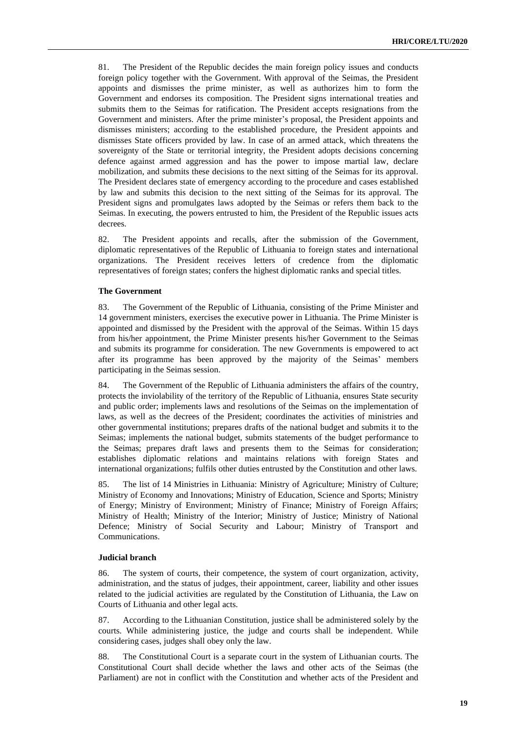81. The President of the Republic decides the main foreign policy issues and conducts foreign policy together with the Government. With approval of the Seimas, the President appoints and dismisses the prime minister, as well as authorizes him to form the Government and endorses its composition. The President signs international treaties and submits them to the Seimas for ratification. The President accepts resignations from the Government and ministers. After the prime minister's proposal, the President appoints and dismisses ministers; according to the established procedure, the President appoints and dismisses State officers provided by law. In case of an armed attack, which threatens the sovereignty of the State or territorial integrity, the President adopts decisions concerning defence against armed aggression and has the power to impose martial law, declare mobilization, and submits these decisions to the next sitting of the Seimas for its approval. The President declares state of emergency according to the procedure and cases established by law and submits this decision to the next sitting of the Seimas for its approval. The President signs and promulgates laws adopted by the Seimas or refers them back to the Seimas. In executing, the powers entrusted to him, the President of the Republic issues acts decrees.

82. The President appoints and recalls, after the submission of the Government, diplomatic representatives of the Republic of Lithuania to foreign states and international organizations. The President receives letters of credence from the diplomatic representatives of foreign states; confers the highest diplomatic ranks and special titles.

#### The Government

83. The Government of the Republic of Lithuania, consisting of the Prime Minister and 14 government ministers, exercises the executive power in Lithuania. The Prime Minister is appointed and dismissed by the President with the approval of the Seimas. Within 15 days from his/her appointment, the Prime Minister presents his/her Government to the Seimas and submits its programme for consideration. The new Governments is empowered to act after its programme has been approved by the majority of the Seimas' members participating in the Seimas session.

84. The Government of the Republic of Lithuania administers the affairs of the country, protects the inviolability of the territory of the Republic of Lithuania, ensures State security and public order; implements laws and resolutions of the Seimas on the implementation of laws, as well as the decrees of the President; coordinates the activities of ministries and other governmental institutions; prepares drafts of the national budget and submits it to the Seimas; implements the national budget, submits statements of the budget performance to the Seimas; prepares draft laws and presents them to the Seimas for consideration; establishes diplomatic relations and maintains relations with foreign States and international organizations; fulfils other duties entrusted by the Constitution and other laws.

85. The list of 14 Ministries in Lithuania: Ministry of Agriculture; Ministry of Culture; Ministry of Economy and Innovations; Ministry of Education, Science and Sports; Ministry of Energy; Ministry of Environment; Ministry of Finance; Ministry of Foreign Affairs; Ministry of Health; Ministry of the Interior; Ministry of Justice; Ministry of National Defence; Ministry of Social Security and Labour; Ministry of Transport and Communications.

#### Judicial branch

86. The system of courts, their competence, the system of court organization, activity, administration, and the status of judges, their appointment, career, liability and other issues related to the judicial activities are regulated by the Constitution of Lithuania, the Law on Courts of Lithuania and other legal acts.

87. According to the Lithuanian Constitution, justice shall be administered solely by the courts. While administering justice, the judge and courts shall be independent. While considering cases, judges shall obey only the law.

88. The Constitutional Court is a separate court in the system of Lithuanian courts. The Constitutional Court shall decide whether the laws and other acts of the Seimas (the Parliament) are not in conflict with the Constitution and whether acts of the President and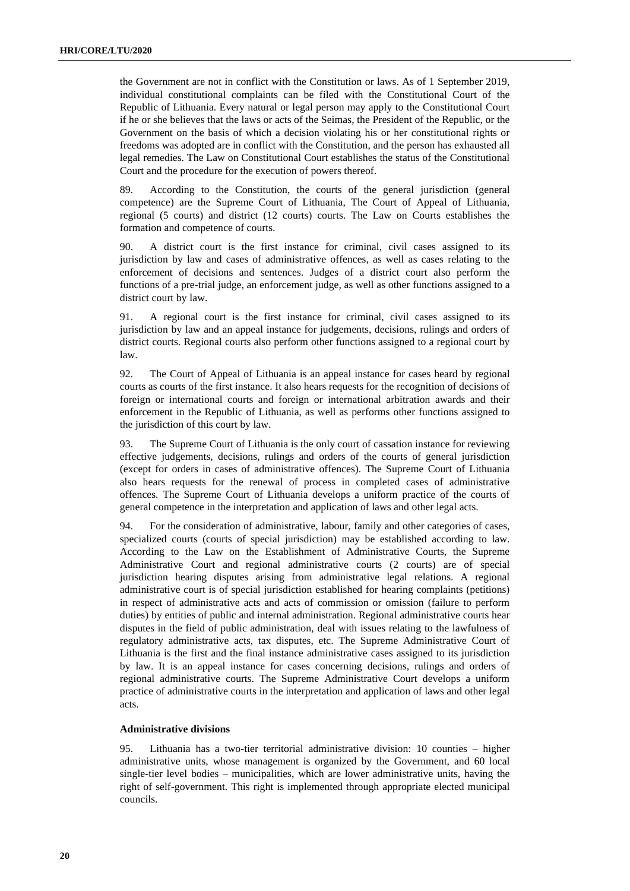the Government are not in conflict with the Constitution or laws. As of 1 September 2019, individual constitutional complaints can be filed with the Constitutional Court of the Republic of Lithuania. Every natural or legal person may apply to the Constitutional Court if he or she believes that the laws or acts of the Seimas, the President of the Republic, or the Government on the basis of which a decision violating his or her constitutional rights or freedoms was adopted are in conflict with the Constitution, and the person has exhausted all legal remedies. The Law on Constitutional Court establishes the status of the Constitutional Court and the procedure for the execution of powers thereof.

89. According to the Constitution, the courts of the general jurisdiction (general competence) are the Supreme Court of Lithuania, The Court of Appeal of Lithuania, regional (5 courts) and district (12 courts) courts. The Law on Courts establishes the formation and competence of courts.

90. A district court is the first instance for criminal, civil cases assigned to its jurisdiction by law and cases of administrative offences, as well as cases relating to the enforcement of decisions and sentences. Judges of a district court also perform the functions of a pre-trial judge, an enforcement judge, as well as other functions assigned to a district court by law.

91. A regional court is the first instance for criminal, civil cases assigned to its jurisdiction by law and an appeal instance for judgements, decisions, rulings and orders of district courts. Regional courts also perform other functions assigned to a regional court by law.

92. The Court of Appeal of Lithuania is an appeal instance for cases heard by regional courts as courts of the first instance. It also hears requests for the recognition of decisions of foreign or international courts and foreign or international arbitration awards and their enforcement in the Republic of Lithuania, as well as performs other functions assigned to the jurisdiction of this court by law.

93. The Supreme Court of Lithuania is the only court of cassation instance for reviewing effective judgements, decisions, rulings and orders of the courts of general jurisdiction (except for orders in cases of administrative offences). The Supreme Court of Lithuania also hears requests for the renewal of process in completed cases of administrative offences. The Supreme Court of Lithuania develops a uniform practice of the courts of general competence in the interpretation and application of laws and other legal acts.

94. For the consideration of administrative, labour, family and other categories of cases, specialized courts (courts of special jurisdiction) may be established according to law. According to the Law on the Establishment of Administrative Courts, the Supreme Administrative Court and regional administrative courts (2 courts) are of special jurisdiction hearing disputes arising from administrative legal relations. A regional administrative court is of special jurisdiction established for hearing complaints (petitions) in respect of administrative acts and acts of commission or omission (failure to perform duties) by entities of public and internal administration. Regional administrative courts hear disputes in the field of public administration, deal with issues relating to the lawfulness of regulatory administrative acts, tax disputes, etc. The Supreme Administrative Court of Lithuania is the first and the final instance administrative cases assigned to its jurisdiction by law. It is an appeal instance for cases concerning decisions, rulings and orders of regional administrative courts. The Supreme Administrative Court develops a uniform practice of administrative courts in the interpretation and application of laws and other legal acts.

**Administrative divisions**

95. Lithuania has a two-tier territorial administrative division: 10 counties – higher administrative units, whose management is organized by the Government, and 60 local single-tier level bodies – municipalities, which are lower administrative units, having the right of self-government. This right is implemented through appropriate elected municipal councils.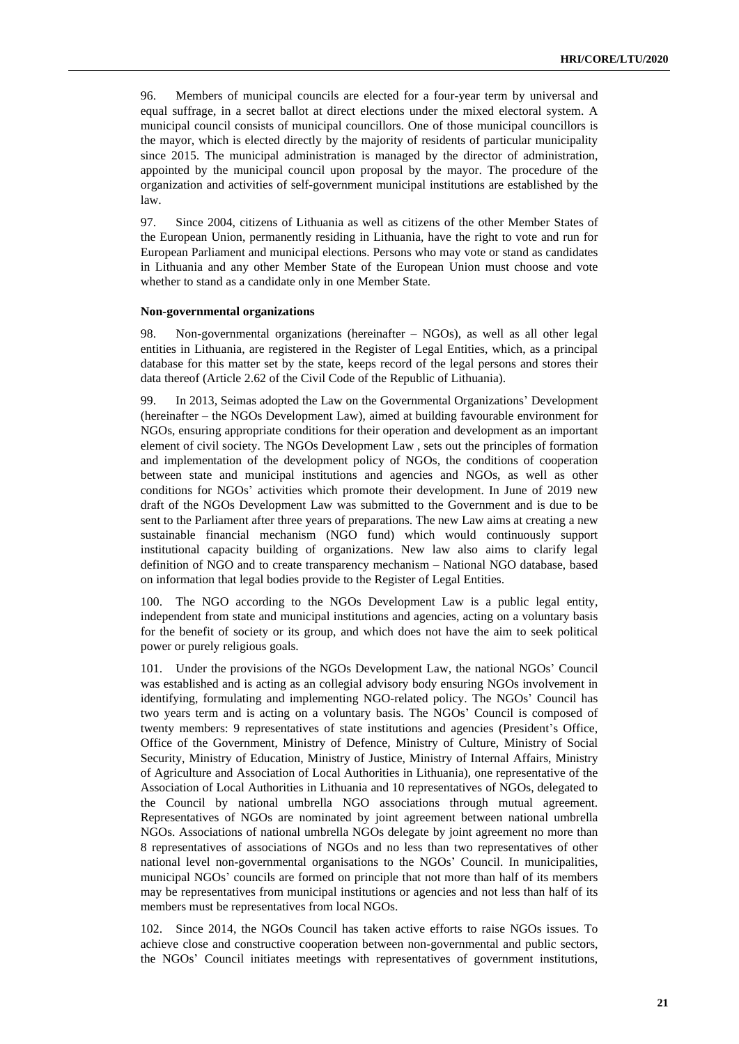96. Members of municipal councils are elected for a four-year term by universal and equal suffrage, in a secret ballot at direct elections under the mixed electoral system. A municipal council consists of municipal councillors. One of those municipal councillors is the mayor, which is elected directly by the majority of residents of particular municipality since 2015. The municipal administration is managed by the director of administration, appointed by the municipal council upon proposal by the mayor. The procedure of the organization and activities of self-government municipal institutions are established by the law.

97. Since 2004, citizens of Lithuania as well as citizens of the other Member States of the European Union, permanently residing in Lithuania, have the right to vote and run for European Parliament and municipal elections. Persons who may vote or stand as candidates in Lithuania and any other Member State of the European Union must choose and vote whether to stand as a candidate only in one Member State.

**Non-governmental organizations**

98. Non-governmental organizations (hereinafter – NGOs), as well as all other legal entities in Lithuania, are registered in the Register of Legal Entities, which, as a principal database for this matter set by the state, keeps record of the legal persons and stores their data thereof (Article 2.62 of the Civil Code of the Republic of Lithuania).

99. In 2013, Seimas adopted the Law on the Governmental Organizations' Development (hereinafter – the NGOs Development Law), aimed at building favourable environment for NGOs, ensuring appropriate conditions for their operation and development as an important element of civil society. The NGOs Development Law , sets out the principles of formation and implementation of the development policy of NGOs, the conditions of cooperation between state and municipal institutions and agencies and NGOs, as well as other conditions for NGOs' activities which promote their development. In June of 2019 new draft of the NGOs Development Law was submitted to the Government and is due to be sent to the Parliament after three years of preparations. The new Law aims at creating a new sustainable financial mechanism (NGO fund) which would continuously support institutional capacity building of organizations. New law also aims to clarify legal definition of NGO and to create transparency mechanism – National NGO database, based on information that legal bodies provide to the Register of Legal Entities.

100. The NGO according to the NGOs Development Law is a public legal entity, independent from state and municipal institutions and agencies, acting on a voluntary basis for the benefit of society or its group, and which does not have the aim to seek political power or purely religious goals.

101. Under the provisions of the NGOs Development Law, the national NGOs' Council was established and is acting as an collegial advisory body ensuring NGOs involvement in identifying, formulating and implementing NGO-related policy. The NGOs' Council has two years term and is acting on a voluntary basis. The NGOs' Council is composed of twenty members: 9 representatives of state institutions and agencies (President's Office, Office of the Government, Ministry of Defence, Ministry of Culture, Ministry of Social Security, Ministry of Education, Ministry of Justice, Ministry of Internal Affairs, Ministry of Agriculture and Association of Local Authorities in Lithuania), one representative of the Association of Local Authorities in Lithuania and 10 representatives of NGOs, delegated to the Council by national umbrella NGO associations through mutual agreement. Representatives of NGOs are nominated by joint agreement between national umbrella NGOs. Associations of national umbrella NGOs delegate by joint agreement no more than 8 representatives of associations of NGOs and no less than two representatives of other national level non-governmental organisations to the NGOs' Council. In municipalities, municipal NGOs' councils are formed on principle that not more than half of its members may be representatives from municipal institutions or agencies and not less than half of its members must be representatives from local NGOs.

102. Since 2014, the NGOs Council has taken active efforts to raise NGOs issues. To achieve close and constructive cooperation between non-governmental and public sectors, the NGOs' Council initiates meetings with representatives of government institutions,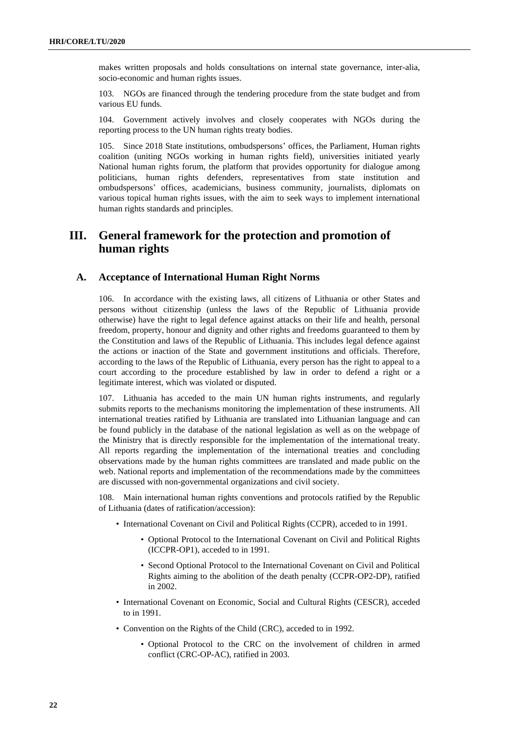makes written proposals and holds consultations on internal state governance, inter-alia, socio-economic and human rights issues.

103. NGOs are financed through the tendering procedure from the state budget and from various EU funds.

104. Government actively involves and closely cooperates with NGOs during the reporting process to the UN human rights treaty bodies.

105. Since 2018 State institutions, ombudspersons' offices, the Parliament, Human rights coalition (uniting NGOs working in human rights field), universities initiated yearly National human rights forum, the platform that provides opportunity for dialogue among politicians, human rights defenders, representatives from state institution and ombudspersons' offices, academicians, business community, journalists, diplomats on various topical human rights issues, with the aim to seek ways to implement international human rights standards and principles.

# III. General framework for the protection and promotion of human rights

## A. Acceptance of International Human Right Norms

106. In accordance with the existing laws, all citizens of Lithuania or other States and persons without citizenship (unless the laws of the Republic of Lithuania provide otherwise) have the right to legal defence against attacks on their life and health, personal freedom, property, honour and dignity and other rights and freedoms guaranteed to them by the Constitution and laws of the Republic of Lithuania. This includes legal defence against the actions or inaction of the State and government institutions and officials. Therefore, according to the laws of the Republic of Lithuania, every person has the right to appeal to a court according to the procedure established by law in order to defend a right or a legitimate interest, which was violated or disputed.

107. Lithuania has acceded to the main UN human rights instruments, and regularly submits reports to the mechanisms monitoring the implementation of these instruments. All international treaties ratified by Lithuania are translated into Lithuanian language and can be found publicly in the database of the national legislation as well as on the webpage of the Ministry that is directly responsible for the implementation of the international treaty. All reports regarding the implementation of the international treaties and concluding observations made by the human rights committees are translated and made public on the web. National reports and implementation of the recommendations made by the committees are discussed with non-governmental organizations and civil society.

108. Main international human rights conventions and protocols ratified by the Republic of Lithuania (dates of ratification/accession):

- International Covenant on Civil and Political Rights (CCPR), acceded to in 1991.
    - Optional Protocol to the International Covenant on Civil and Political Rights (ICCPR-OP1), acceded to in 1991.
    - Second Optional Protocol to the International Covenant on Civil and Political Rights aiming to the abolition of the death penalty (CCPR-OP2-DP), ratified in 2002.
- International Covenant on Economic, Social and Cultural Rights (CESCR), acceded to in 1991.
- Convention on the Rights of the Child (CRC), acceded to in 1992.
    - Optional Protocol to the CRC on the involvement of children in armed conflict (CRC-OP-AC), ratified in 2003.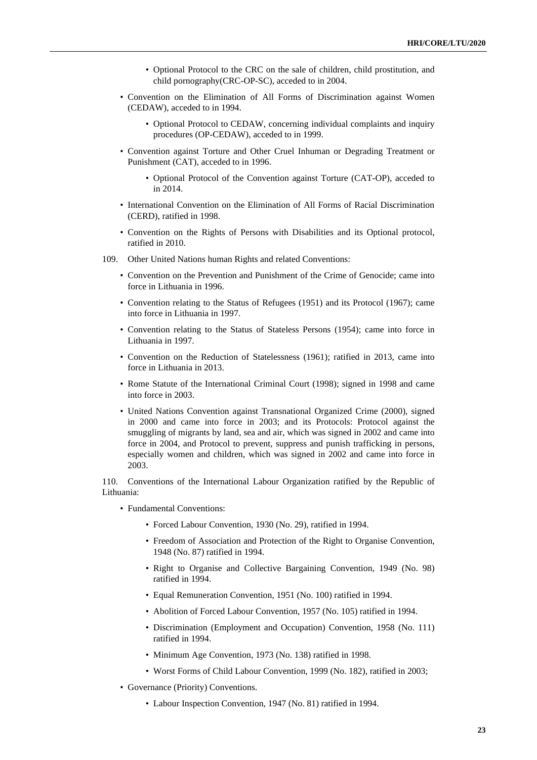- Optional Protocol to the CRC on the sale of children, child prostitution, and child pornography(CRC-OP-SC), acceded to in 2004.

- Convention on the Elimination of All Forms of Discrimination against Women (CEDAW), acceded to in 1994.
  - Optional Protocol to CEDAW, concerning individual complaints and inquiry procedures (OP-CEDAW), acceded to in 1999.
- Convention against Torture and Other Cruel Inhuman or Degrading Treatment or Punishment (CAT), acceded to in 1996.
  - Optional Protocol of the Convention against Torture (CAT-OP), acceded to in 2014.
- International Convention on the Elimination of All Forms of Racial Discrimination (CERD), ratified in 1998.
- Convention on the Rights of Persons with Disabilities and its Optional protocol, ratified in 2010.

109. Other United Nations human Rights and related Conventions:

- Convention on the Prevention and Punishment of the Crime of Genocide; came into force in Lithuania in 1996.
- Convention relating to the Status of Refugees (1951) and its Protocol (1967); came into force in Lithuania in 1997.
- Convention relating to the Status of Stateless Persons (1954); came into force in Lithuania in 1997.
- Convention on the Reduction of Statelessness (1961); ratified in 2013, came into force in Lithuania in 2013.
- Rome Statute of the International Criminal Court (1998); signed in 1998 and came into force in 2003.
- United Nations Convention against Transnational Organized Crime (2000), signed in 2000 and came into force in 2003; and its Protocols: Protocol against the smuggling of migrants by land, sea and air, which was signed in 2002 and came into force in 2004, and Protocol to prevent, suppress and punish trafficking in persons, especially women and children, which was signed in 2002 and came into force in 2003.

110. Conventions of the International Labour Organization ratified by the Republic of Lithuania:

- Fundamental Conventions:
  - Forced Labour Convention, 1930 (No. 29), ratified in 1994.
  - Freedom of Association and Protection of the Right to Organise Convention, 1948 (No. 87) ratified in 1994.
  - Right to Organise and Collective Bargaining Convention, 1949 (No. 98) ratified in 1994.
  - Equal Remuneration Convention, 1951 (No. 100) ratified in 1994.
  - Abolition of Forced Labour Convention, 1957 (No. 105) ratified in 1994.
  - Discrimination (Employment and Occupation) Convention, 1958 (No. 111) ratified in 1994.
  - Minimum Age Convention, 1973 (No. 138) ratified in 1998.
  - Worst Forms of Child Labour Convention, 1999 (No. 182), ratified in 2003;
- Governance (Priority) Conventions.
  - Labour Inspection Convention, 1947 (No. 81) ratified in 1994.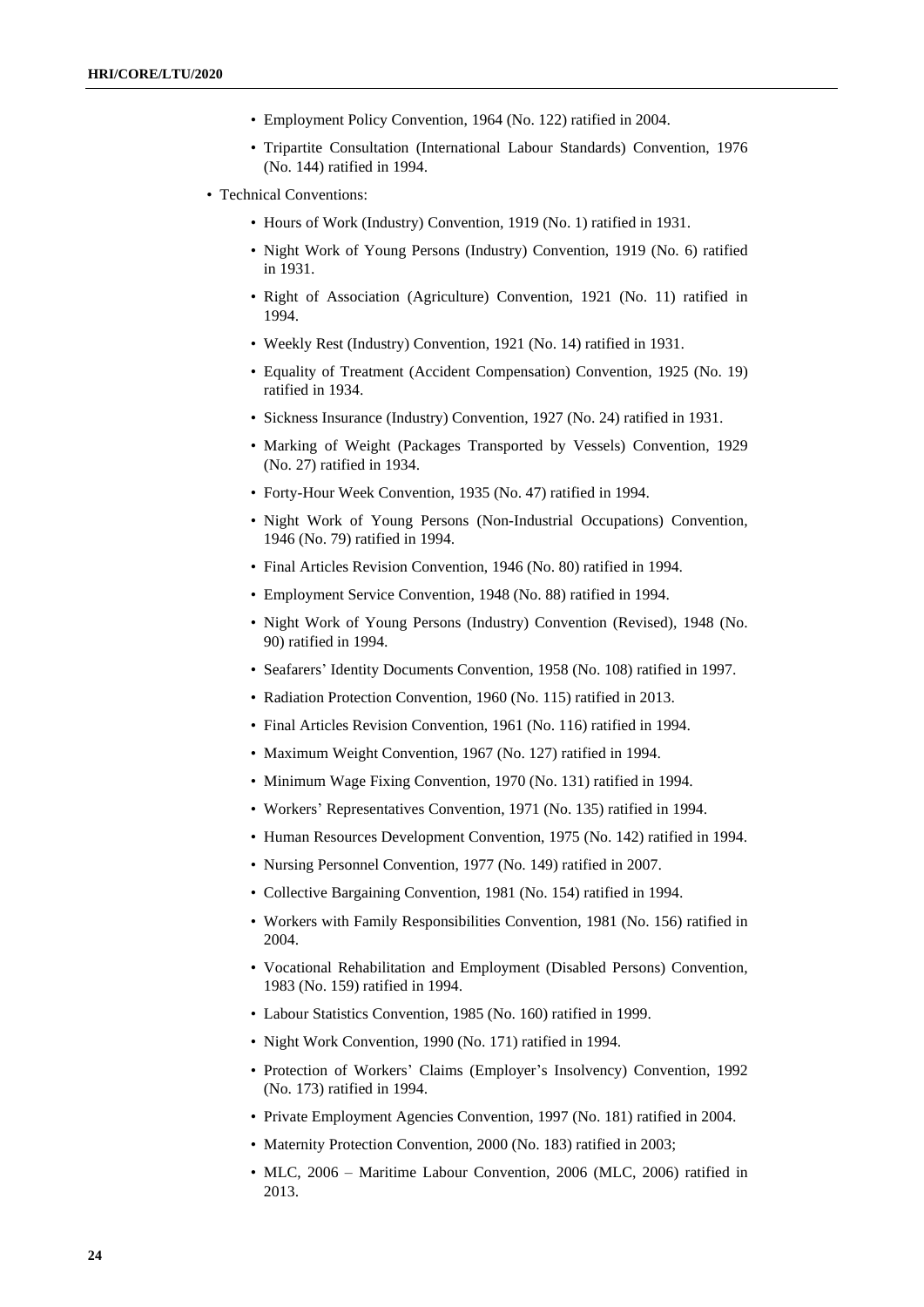- Employment Policy Convention, 1964 (No. 122) ratified in 2004.
  - Tripartite Consultation (International Labour Standards) Convention, 1976 (No. 144) ratified in 1994.
- Technical Conventions:
  - Hours of Work (Industry) Convention, 1919 (No. 1) ratified in 1931.
  - Night Work of Young Persons (Industry) Convention, 1919 (No. 6) ratified in 1931.
  - Right of Association (Agriculture) Convention, 1921 (No. 11) ratified in 1994.
  - Weekly Rest (Industry) Convention, 1921 (No. 14) ratified in 1931.
  - Equality of Treatment (Accident Compensation) Convention, 1925 (No. 19) ratified in 1934.
  - Sickness Insurance (Industry) Convention, 1927 (No. 24) ratified in 1931.
  - Marking of Weight (Packages Transported by Vessels) Convention, 1929 (No. 27) ratified in 1934.
  - Forty-Hour Week Convention, 1935 (No. 47) ratified in 1994.
  - Night Work of Young Persons (Non-Industrial Occupations) Convention, 1946 (No. 79) ratified in 1994.
  - Final Articles Revision Convention, 1946 (No. 80) ratified in 1994.
  - Employment Service Convention, 1948 (No. 88) ratified in 1994.
  - Night Work of Young Persons (Industry) Convention (Revised), 1948 (No. 90) ratified in 1994.
  - Seafarers' Identity Documents Convention, 1958 (No. 108) ratified in 1997.
  - Radiation Protection Convention, 1960 (No. 115) ratified in 2013.
  - Final Articles Revision Convention, 1961 (No. 116) ratified in 1994.
  - Maximum Weight Convention, 1967 (No. 127) ratified in 1994.
  - Minimum Wage Fixing Convention, 1970 (No. 131) ratified in 1994.
  - Workers' Representatives Convention, 1971 (No. 135) ratified in 1994.
  - Human Resources Development Convention, 1975 (No. 142) ratified in 1994.
  - Nursing Personnel Convention, 1977 (No. 149) ratified in 2007.
  - Collective Bargaining Convention, 1981 (No. 154) ratified in 1994.
  - Workers with Family Responsibilities Convention, 1981 (No. 156) ratified in 2004.
  - Vocational Rehabilitation and Employment (Disabled Persons) Convention, 1983 (No. 159) ratified in 1994.
  - Labour Statistics Convention, 1985 (No. 160) ratified in 1999.
  - Night Work Convention, 1990 (No. 171) ratified in 1994.
  - Protection of Workers' Claims (Employer's Insolvency) Convention, 1992 (No. 173) ratified in 1994.
  - Private Employment Agencies Convention, 1997 (No. 181) ratified in 2004.
  - Maternity Protection Convention, 2000 (No. 183) ratified in 2003;
  - MLC, 2006 – Maritime Labour Convention, 2006 (MLC, 2006) ratified in 2013.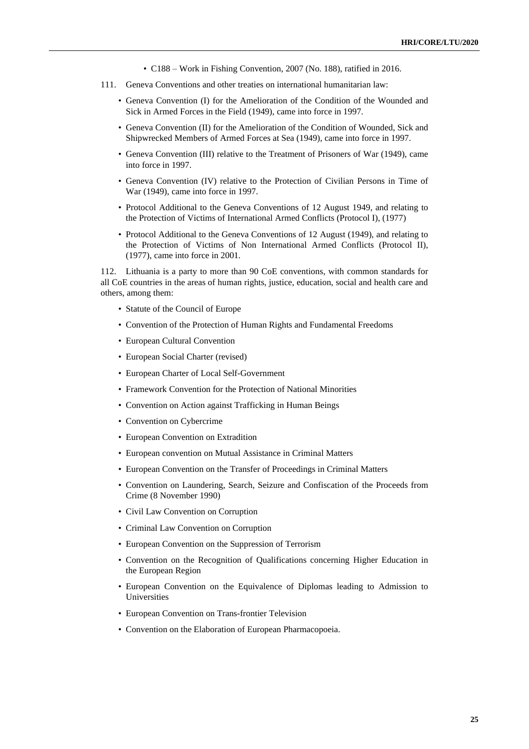- C188 – Work in Fishing Convention, 2007 (No. 188), ratified in 2016.

111. Geneva Conventions and other treaties on international humanitarian law:

- Geneva Convention (I) for the Amelioration of the Condition of the Wounded and Sick in Armed Forces in the Field (1949), came into force in 1997.
- Geneva Convention (II) for the Amelioration of the Condition of Wounded, Sick and Shipwrecked Members of Armed Forces at Sea (1949), came into force in 1997.
- Geneva Convention (III) relative to the Treatment of Prisoners of War (1949), came into force in 1997.
- Geneva Convention (IV) relative to the Protection of Civilian Persons in Time of War (1949), came into force in 1997.
- Protocol Additional to the Geneva Conventions of 12 August 1949, and relating to the Protection of Victims of International Armed Conflicts (Protocol I), (1977)
- Protocol Additional to the Geneva Conventions of 12 August (1949), and relating to the Protection of Victims of Non International Armed Conflicts (Protocol II), (1977), came into force in 2001.

112. Lithuania is a party to more than 90 CoE conventions, with common standards for all CoE countries in the areas of human rights, justice, education, social and health care and others, among them:

- Statute of the Council of Europe
- Convention of the Protection of Human Rights and Fundamental Freedoms
- European Cultural Convention
- European Social Charter (revised)
- European Charter of Local Self-Government
- Framework Convention for the Protection of National Minorities
- Convention on Action against Trafficking in Human Beings
- Convention on Cybercrime
- European Convention on Extradition
- European convention on Mutual Assistance in Criminal Matters
- European Convention on the Transfer of Proceedings in Criminal Matters
- Convention on Laundering, Search, Seizure and Confiscation of the Proceeds from Crime (8 November 1990)
- Civil Law Convention on Corruption
- Criminal Law Convention on Corruption
- European Convention on the Suppression of Terrorism
- Convention on the Recognition of Qualifications concerning Higher Education in the European Region
- European Convention on the Equivalence of Diplomas leading to Admission to Universities
- European Convention on Trans-frontier Television
- Convention on the Elaboration of European Pharmacopoeia.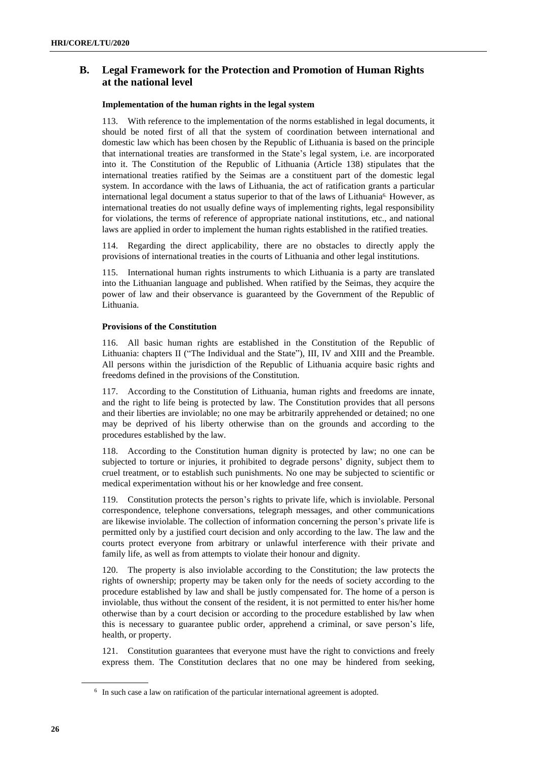## B. Legal Framework for the Protection and Promotion of Human Rights at the national level

**Implementation of the human rights in the legal system**

113. With reference to the implementation of the norms established in legal documents, it should be noted first of all that the system of coordination between international and domestic law which has been chosen by the Republic of Lithuania is based on the principle that international treaties are transformed in the State's legal system, i.e. are incorporated into it. The Constitution of the Republic of Lithuania (Article 138) stipulates that the international treaties ratified by the Seimas are a constituent part of the domestic legal system. In accordance with the laws of Lithuania, the act of ratification grants a particular international legal document a status superior to that of the laws of Lithuania[6]. However, as international treaties do not usually define ways of implementing rights, legal responsibility for violations, the terms of reference of appropriate national institutions, etc., and national laws are applied in order to implement the human rights established in the ratified treaties.

114. Regarding the direct applicability, there are no obstacles to directly apply the provisions of international treaties in the courts of Lithuania and other legal institutions.

115. International human rights instruments to which Lithuania is a party are translated into the Lithuanian language and published. When ratified by the Seimas, they acquire the power of law and their observance is guaranteed by the Government of the Republic of Lithuania.

**Provisions of the Constitution**

116. All basic human rights are established in the Constitution of the Republic of Lithuania: chapters II ("The Individual and the State"), III, IV and XIII and the Preamble. All persons within the jurisdiction of the Republic of Lithuania acquire basic rights and freedoms defined in the provisions of the Constitution.

117. According to the Constitution of Lithuania, human rights and freedoms are innate, and the right to life being is protected by law. The Constitution provides that all persons and their liberties are inviolable; no one may be arbitrarily apprehended or detained; no one may be deprived of his liberty otherwise than on the grounds and according to the procedures established by the law.

118. According to the Constitution human dignity is protected by law; no one can be subjected to torture or injuries, it prohibited to degrade persons' dignity, subject them to cruel treatment, or to establish such punishments. No one may be subjected to scientific or medical experimentation without his or her knowledge and free consent.

119. Constitution protects the person's rights to private life, which is inviolable. Personal correspondence, telephone conversations, telegraph messages, and other communications are likewise inviolable. The collection of information concerning the person's private life is permitted only by a justified court decision and only according to the law. The law and the courts protect everyone from arbitrary or unlawful interference with their private and family life, as well as from attempts to violate their honour and dignity.

120. The property is also inviolable according to the Constitution; the law protects the rights of ownership; property may be taken only for the needs of society according to the procedure established by law and shall be justly compensated for. The home of a person is inviolable, thus without the consent of the resident, it is not permitted to enter his/her home otherwise than by a court decision or according to the procedure established by law when this is necessary to guarantee public order, apprehend a criminal, or save person's life, health, or property.

121. Constitution guarantees that everyone must have the right to convictions and freely express them. The Constitution declares that no one may be hindered from seeking,

---

[6] In such case a law on ratification of the particular international agreement is adopted.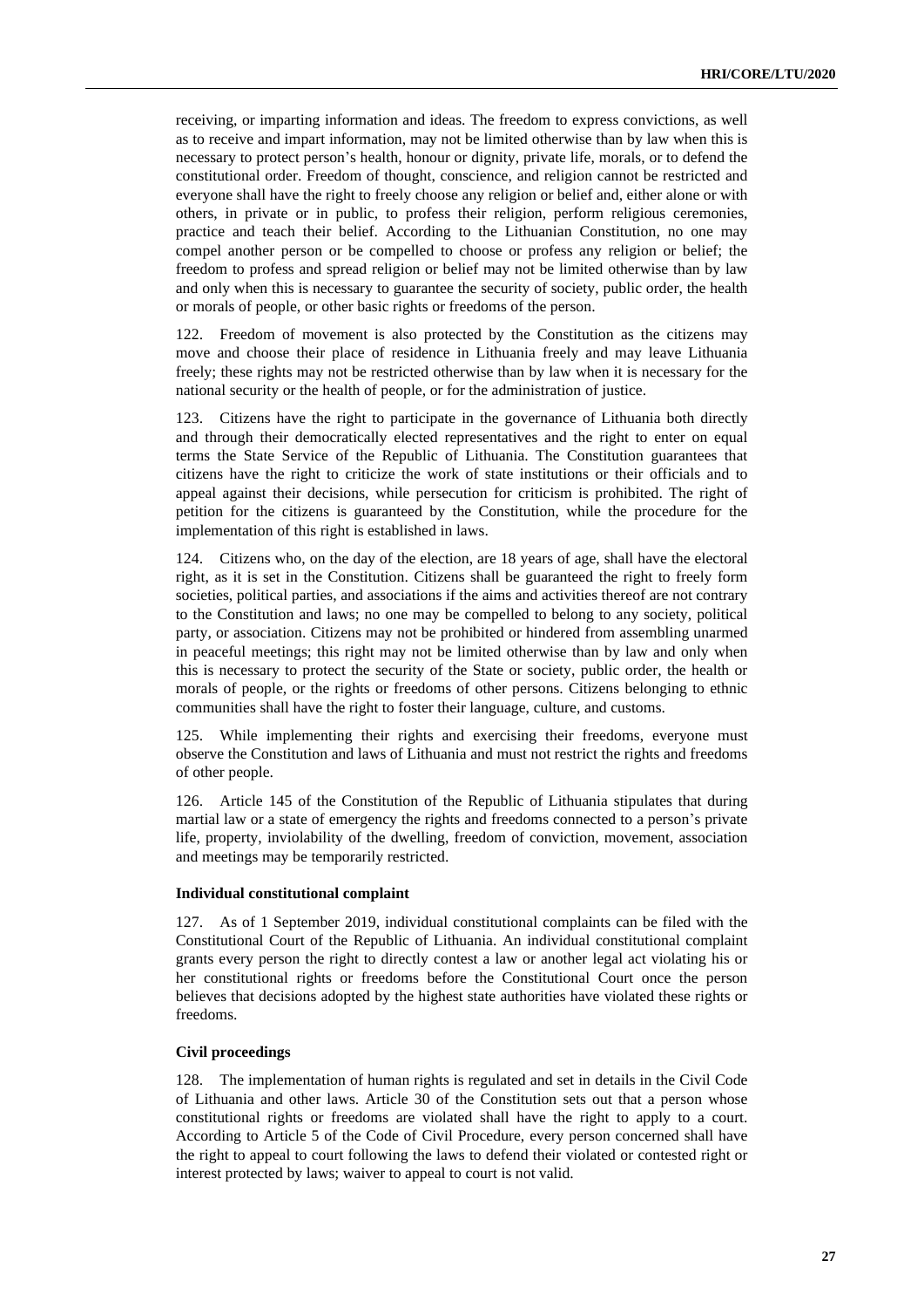receiving, or imparting information and ideas. The freedom to express convictions, as well as to receive and impart information, may not be limited otherwise than by law when this is necessary to protect person's health, honour or dignity, private life, morals, or to defend the constitutional order. Freedom of thought, conscience, and religion cannot be restricted and everyone shall have the right to freely choose any religion or belief and, either alone or with others, in private or in public, to profess their religion, perform religious ceremonies, practice and teach their belief. According to the Lithuanian Constitution, no one may compel another person or be compelled to choose or profess any religion or belief; the freedom to profess and spread religion or belief may not be limited otherwise than by law and only when this is necessary to guarantee the security of society, public order, the health or morals of people, or other basic rights or freedoms of the person.

122. Freedom of movement is also protected by the Constitution as the citizens may move and choose their place of residence in Lithuania freely and may leave Lithuania freely; these rights may not be restricted otherwise than by law when it is necessary for the national security or the health of people, or for the administration of justice.

123. Citizens have the right to participate in the governance of Lithuania both directly and through their democratically elected representatives and the right to enter on equal terms the State Service of the Republic of Lithuania. The Constitution guarantees that citizens have the right to criticize the work of state institutions or their officials and to appeal against their decisions, while persecution for criticism is prohibited. The right of petition for the citizens is guaranteed by the Constitution, while the procedure for the implementation of this right is established in laws.

124. Citizens who, on the day of the election, are 18 years of age, shall have the electoral right, as it is set in the Constitution. Citizens shall be guaranteed the right to freely form societies, political parties, and associations if the aims and activities thereof are not contrary to the Constitution and laws; no one may be compelled to belong to any society, political party, or association. Citizens may not be prohibited or hindered from assembling unarmed in peaceful meetings; this right may not be limited otherwise than by law and only when this is necessary to protect the security of the State or society, public order, the health or morals of people, or the rights or freedoms of other persons. Citizens belonging to ethnic communities shall have the right to foster their language, culture, and customs.

125. While implementing their rights and exercising their freedoms, everyone must observe the Constitution and laws of Lithuania and must not restrict the rights and freedoms of other people.

126. Article 145 of the Constitution of the Republic of Lithuania stipulates that during martial law or a state of emergency the rights and freedoms connected to a person's private life, property, inviolability of the dwelling, freedom of conviction, movement, association and meetings may be temporarily restricted.

**Individual constitutional complaint**

127. As of 1 September 2019, individual constitutional complaints can be filed with the Constitutional Court of the Republic of Lithuania. An individual constitutional complaint grants every person the right to directly contest a law or another legal act violating his or her constitutional rights or freedoms before the Constitutional Court once the person believes that decisions adopted by the highest state authorities have violated these rights or freedoms.

**Civil proceedings**

128. The implementation of human rights is regulated and set in details in the Civil Code of Lithuania and other laws. Article 30 of the Constitution sets out that a person whose constitutional rights or freedoms are violated shall have the right to apply to a court. According to Article 5 of the Code of Civil Procedure, every person concerned shall have the right to appeal to court following the laws to defend their violated or contested right or interest protected by laws; waiver to appeal to court is not valid.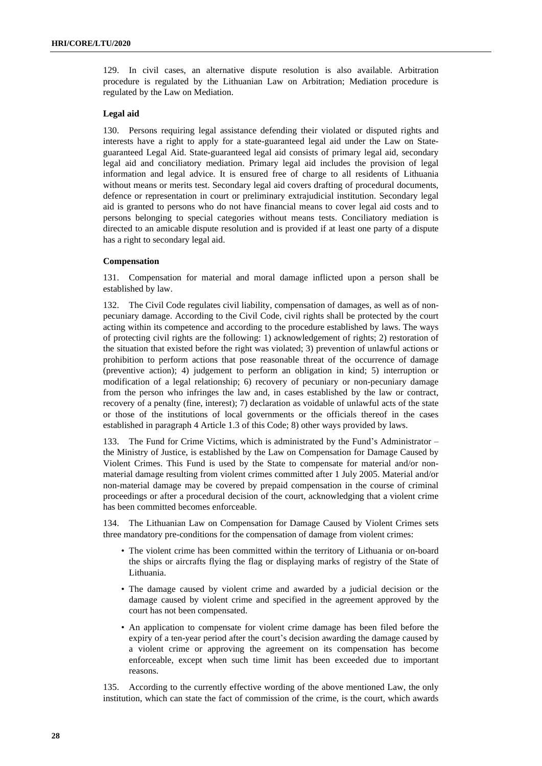129. In civil cases, an alternative dispute resolution is also available. Arbitration procedure is regulated by the Lithuanian Law on Arbitration; Mediation procedure is regulated by the Law on Mediation.

**Legal aid**

130. Persons requiring legal assistance defending their violated or disputed rights and interests have a right to apply for a state-guaranteed legal aid under the Law on State-guaranteed Legal Aid. State-guaranteed legal aid consists of primary legal aid, secondary legal aid and conciliatory mediation. Primary legal aid includes the provision of legal information and legal advice. It is ensured free of charge to all residents of Lithuania without means or merits test. Secondary legal aid covers drafting of procedural documents, defence or representation in court or preliminary extrajudicial institution. Secondary legal aid is granted to persons who do not have financial means to cover legal aid costs and to persons belonging to special categories without means tests. Conciliatory mediation is directed to an amicable dispute resolution and is provided if at least one party of a dispute has a right to secondary legal aid.

**Compensation**

131. Compensation for material and moral damage inflicted upon a person shall be established by law.

132. The Civil Code regulates civil liability, compensation of damages, as well as of non-pecuniary damage. According to the Civil Code, civil rights shall be protected by the court acting within its competence and according to the procedure established by laws. The ways of protecting civil rights are the following: 1) acknowledgement of rights; 2) restoration of the situation that existed before the right was violated; 3) prevention of unlawful actions or prohibition to perform actions that pose reasonable threat of the occurrence of damage (preventive action); 4) judgement to perform an obligation in kind; 5) interruption or modification of a legal relationship; 6) recovery of pecuniary or non-pecuniary damage from the person who infringes the law and, in cases established by the law or contract, recovery of a penalty (fine, interest); 7) declaration as voidable of unlawful acts of the state or those of the institutions of local governments or the officials thereof in the cases established in paragraph 4 Article 1.3 of this Code; 8) other ways provided by laws.

133. The Fund for Crime Victims, which is administrated by the Fund's Administrator – the Ministry of Justice, is established by the Law on Compensation for Damage Caused by Violent Crimes. This Fund is used by the State to compensate for material and/or non-material damage resulting from violent crimes committed after 1 July 2005. Material and/or non-material damage may be covered by prepaid compensation in the course of criminal proceedings or after a procedural decision of the court, acknowledging that a violent crime has been committed becomes enforceable.

134. The Lithuanian Law on Compensation for Damage Caused by Violent Crimes sets three mandatory pre-conditions for the compensation of damage from violent crimes:

- The violent crime has been committed within the territory of Lithuania or on-board the ships or aircrafts flying the flag or displaying marks of registry of the State of Lithuania.
- The damage caused by violent crime and awarded by a judicial decision or the damage caused by violent crime and specified in the agreement approved by the court has not been compensated.
- An application to compensate for violent crime damage has been filed before the expiry of a ten-year period after the court's decision awarding the damage caused by a violent crime or approving the agreement on its compensation has become enforceable, except when such time limit has been exceeded due to important reasons.

135. According to the currently effective wording of the above mentioned Law, the only institution, which can state the fact of commission of the crime, is the court, which awards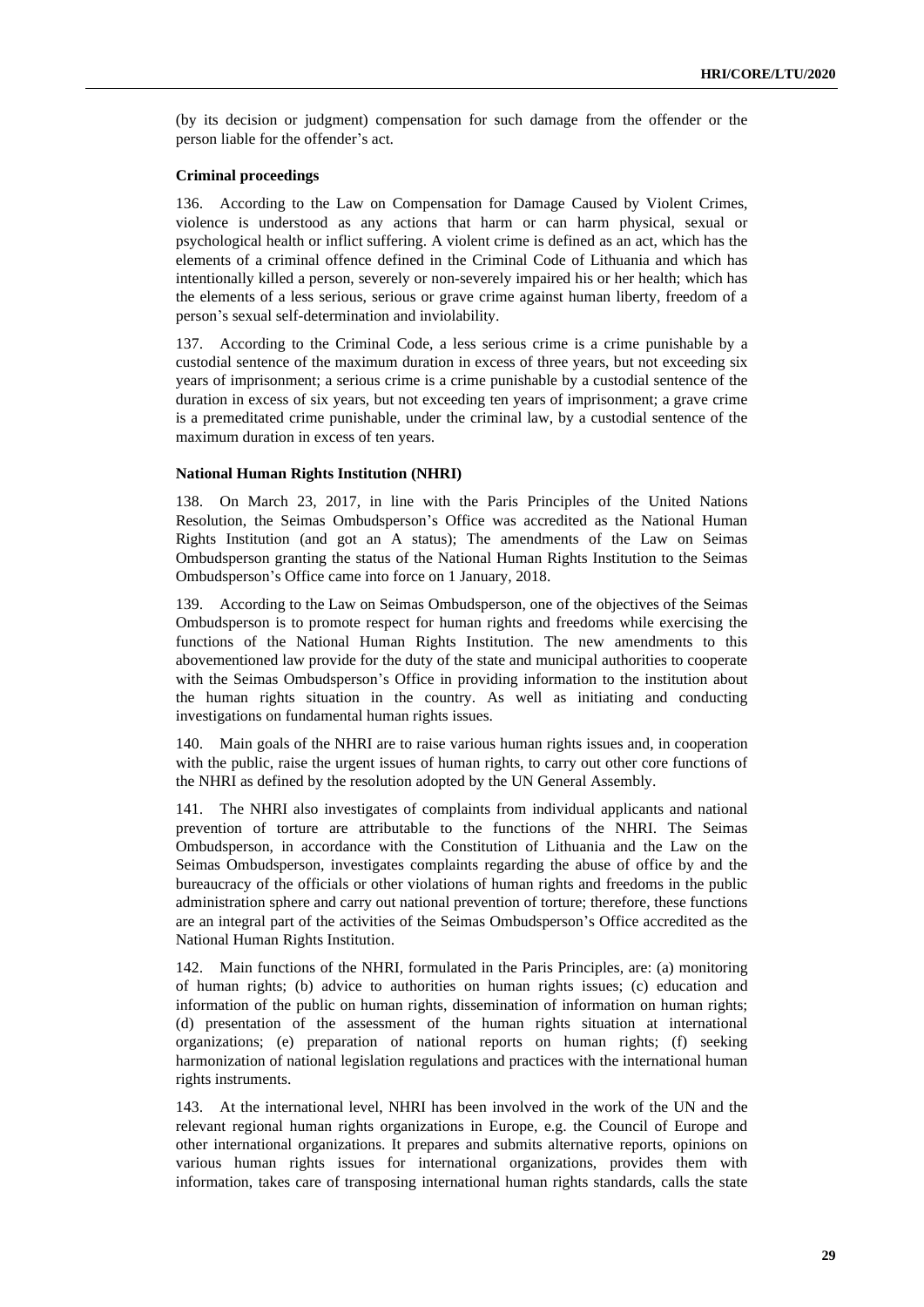(by its decision or judgment) compensation for such damage from the offender or the person liable for the offender's act.

### Criminal proceedings

136. According to the Law on Compensation for Damage Caused by Violent Crimes, violence is understood as any actions that harm or can harm physical, sexual or psychological health or inflict suffering. A violent crime is defined as an act, which has the elements of a criminal offence defined in the Criminal Code of Lithuania and which has intentionally killed a person, severely or non-severely impaired his or her health; which has the elements of a less serious, serious or grave crime against human liberty, freedom of a person's sexual self-determination and inviolability.

137. According to the Criminal Code, a less serious crime is a crime punishable by a custodial sentence of the maximum duration in excess of three years, but not exceeding six years of imprisonment; a serious crime is a crime punishable by a custodial sentence of the duration in excess of six years, but not exceeding ten years of imprisonment; a grave crime is a premeditated crime punishable, under the criminal law, by a custodial sentence of the maximum duration in excess of ten years.

### National Human Rights Institution (NHRI)

138. On March 23, 2017, in line with the Paris Principles of the United Nations Resolution, the Seimas Ombudsperson's Office was accredited as the National Human Rights Institution (and got an A status); The amendments of the Law on Seimas Ombudsperson granting the status of the National Human Rights Institution to the Seimas Ombudsperson's Office came into force on 1 January, 2018.

139. According to the Law on Seimas Ombudsperson, one of the objectives of the Seimas Ombudsperson is to promote respect for human rights and freedoms while exercising the functions of the National Human Rights Institution. The new amendments to this abovementioned law provide for the duty of the state and municipal authorities to cooperate with the Seimas Ombudsperson's Office in providing information to the institution about the human rights situation in the country. As well as initiating and conducting investigations on fundamental human rights issues.

140. Main goals of the NHRI are to raise various human rights issues and, in cooperation with the public, raise the urgent issues of human rights, to carry out other core functions of the NHRI as defined by the resolution adopted by the UN General Assembly.

141. The NHRI also investigates of complaints from individual applicants and national prevention of torture are attributable to the functions of the NHRI. The Seimas Ombudsperson, in accordance with the Constitution of Lithuania and the Law on the Seimas Ombudsperson, investigates complaints regarding the abuse of office by and the bureaucracy of the officials or other violations of human rights and freedoms in the public administration sphere and carry out national prevention of torture; therefore, these functions are an integral part of the activities of the Seimas Ombudsperson's Office accredited as the National Human Rights Institution.

142. Main functions of the NHRI, formulated in the Paris Principles, are: (a) monitoring of human rights; (b) advice to authorities on human rights issues; (c) education and information of the public on human rights, dissemination of information on human rights; (d) presentation of the assessment of the human rights situation at international organizations; (e) preparation of national reports on human rights; (f) seeking harmonization of national legislation regulations and practices with the international human rights instruments.

143. At the international level, NHRI has been involved in the work of the UN and the relevant regional human rights organizations in Europe, e.g. the Council of Europe and other international organizations. It prepares and submits alternative reports, opinions on various human rights issues for international organizations, provides them with information, takes care of transposing international human rights standards, calls the state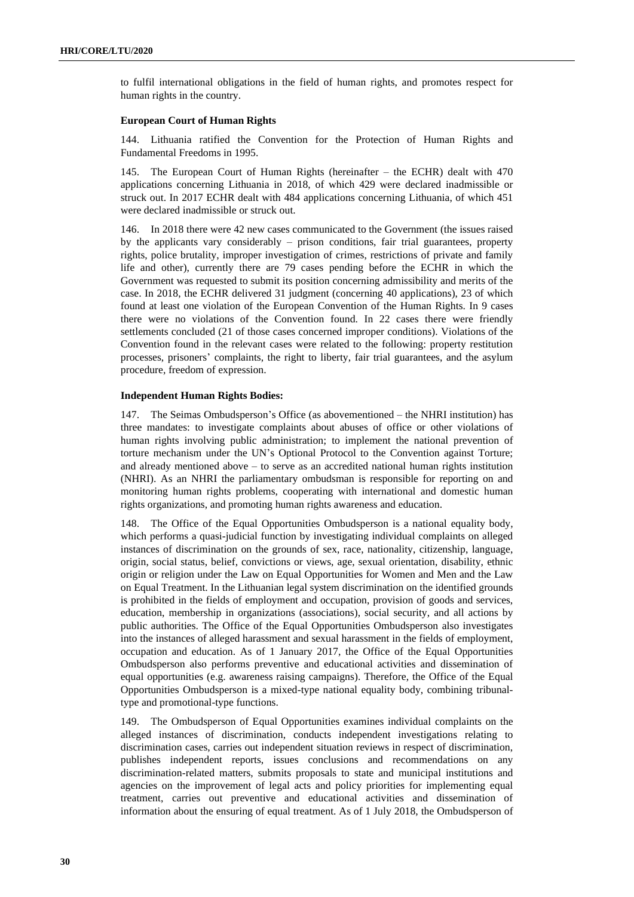to fulfil international obligations in the field of human rights, and promotes respect for human rights in the country.

**European Court of Human Rights**

144. Lithuania ratified the Convention for the Protection of Human Rights and Fundamental Freedoms in 1995.

145. The European Court of Human Rights (hereinafter – the ECHR) dealt with 470 applications concerning Lithuania in 2018, of which 429 were declared inadmissible or struck out. In 2017 ECHR dealt with 484 applications concerning Lithuania, of which 451 were declared inadmissible or struck out.

146. In 2018 there were 42 new cases communicated to the Government (the issues raised by the applicants vary considerably – prison conditions, fair trial guarantees, property rights, police brutality, improper investigation of crimes, restrictions of private and family life and other), currently there are 79 cases pending before the ECHR in which the Government was requested to submit its position concerning admissibility and merits of the case. In 2018, the ECHR delivered 31 judgment (concerning 40 applications), 23 of which found at least one violation of the European Convention of the Human Rights. In 9 cases there were no violations of the Convention found. In 22 cases there were friendly settlements concluded (21 of those cases concerned improper conditions). Violations of the Convention found in the relevant cases were related to the following: property restitution processes, prisoners' complaints, the right to liberty, fair trial guarantees, and the asylum procedure, freedom of expression.

**Independent Human Rights Bodies:**

147. The Seimas Ombudsperson's Office (as abovementioned – the NHRI institution) has three mandates: to investigate complaints about abuses of office or other violations of human rights involving public administration; to implement the national prevention of torture mechanism under the UN's Optional Protocol to the Convention against Torture; and already mentioned above – to serve as an accredited national human rights institution (NHRI). As an NHRI the parliamentary ombudsman is responsible for reporting on and monitoring human rights problems, cooperating with international and domestic human rights organizations, and promoting human rights awareness and education.

148. The Office of the Equal Opportunities Ombudsperson is a national equality body, which performs a quasi-judicial function by investigating individual complaints on alleged instances of discrimination on the grounds of sex, race, nationality, citizenship, language, origin, social status, belief, convictions or views, age, sexual orientation, disability, ethnic origin or religion under the Law on Equal Opportunities for Women and Men and the Law on Equal Treatment. In the Lithuanian legal system discrimination on the identified grounds is prohibited in the fields of employment and occupation, provision of goods and services, education, membership in organizations (associations), social security, and all actions by public authorities. The Office of the Equal Opportunities Ombudsperson also investigates into the instances of alleged harassment and sexual harassment in the fields of employment, occupation and education. As of 1 January 2017, the Office of the Equal Opportunities Ombudsperson also performs preventive and educational activities and dissemination of equal opportunities (e.g. awareness raising campaigns). Therefore, the Office of the Equal Opportunities Ombudsperson is a mixed-type national equality body, combining tribunal-type and promotional-type functions.

149. The Ombudsperson of Equal Opportunities examines individual complaints on the alleged instances of discrimination, conducts independent investigations relating to discrimination cases, carries out independent situation reviews in respect of discrimination, publishes independent reports, issues conclusions and recommendations on any discrimination-related matters, submits proposals to state and municipal institutions and agencies on the improvement of legal acts and policy priorities for implementing equal treatment, carries out preventive and educational activities and dissemination of information about the ensuring of equal treatment. As of 1 July 2018, the Ombudsperson of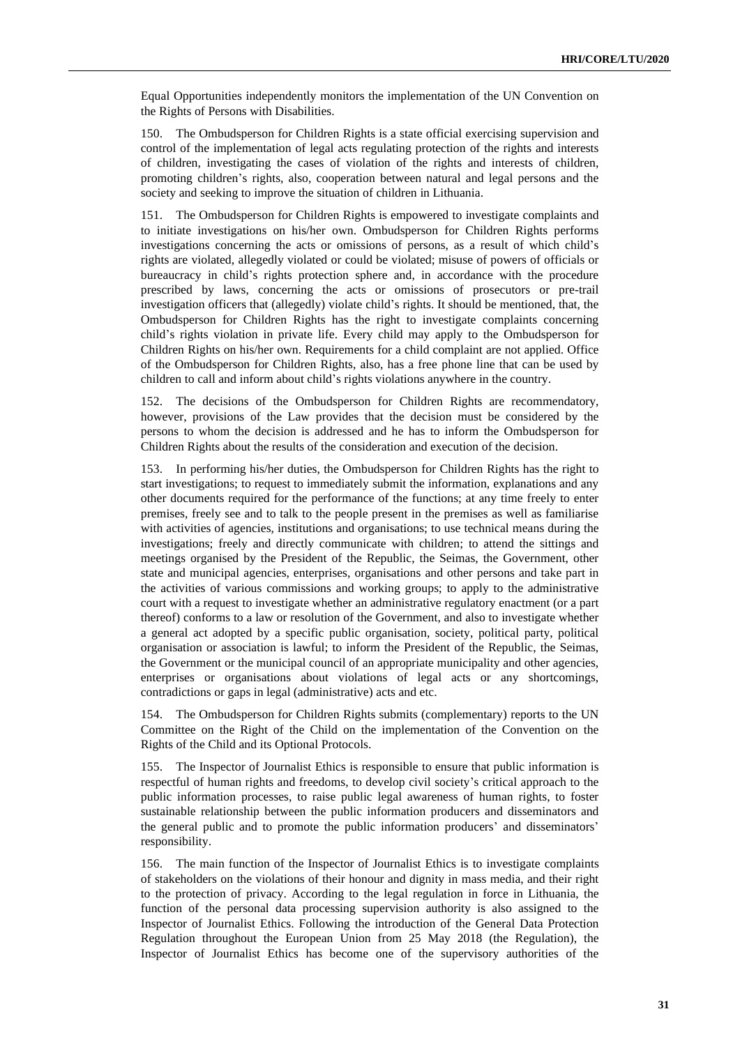Equal Opportunities independently monitors the implementation of the UN Convention on the Rights of Persons with Disabilities.

150. The Ombudsperson for Children Rights is a state official exercising supervision and control of the implementation of legal acts regulating protection of the rights and interests of children, investigating the cases of violation of the rights and interests of children, promoting children's rights, also, cooperation between natural and legal persons and the society and seeking to improve the situation of children in Lithuania.

151. The Ombudsperson for Children Rights is empowered to investigate complaints and to initiate investigations on his/her own. Ombudsperson for Children Rights performs investigations concerning the acts or omissions of persons, as a result of which child's rights are violated, allegedly violated or could be violated; misuse of powers of officials or bureaucracy in child's rights protection sphere and, in accordance with the procedure prescribed by laws, concerning the acts or omissions of prosecutors or pre-trail investigation officers that (allegedly) violate child's rights. It should be mentioned, that, the Ombudsperson for Children Rights has the right to investigate complaints concerning child's rights violation in private life. Every child may apply to the Ombudsperson for Children Rights on his/her own. Requirements for a child complaint are not applied. Office of the Ombudsperson for Children Rights, also, has a free phone line that can be used by children to call and inform about child's rights violations anywhere in the country.

152. The decisions of the Ombudsperson for Children Rights are recommendatory, however, provisions of the Law provides that the decision must be considered by the persons to whom the decision is addressed and he has to inform the Ombudsperson for Children Rights about the results of the consideration and execution of the decision.

153. In performing his/her duties, the Ombudsperson for Children Rights has the right to start investigations; to request to immediately submit the information, explanations and any other documents required for the performance of the functions; at any time freely to enter premises, freely see and to talk to the people present in the premises as well as familiarise with activities of agencies, institutions and organisations; to use technical means during the investigations; freely and directly communicate with children; to attend the sittings and meetings organised by the President of the Republic, the Seimas, the Government, other state and municipal agencies, enterprises, organisations and other persons and take part in the activities of various commissions and working groups; to apply to the administrative court with a request to investigate whether an administrative regulatory enactment (or a part thereof) conforms to a law or resolution of the Government, and also to investigate whether a general act adopted by a specific public organisation, society, political party, political organisation or association is lawful; to inform the President of the Republic, the Seimas, the Government or the municipal council of an appropriate municipality and other agencies, enterprises or organisations about violations of legal acts or any shortcomings, contradictions or gaps in legal (administrative) acts and etc.

154. The Ombudsperson for Children Rights submits (complementary) reports to the UN Committee on the Right of the Child on the implementation of the Convention on the Rights of the Child and its Optional Protocols.

155. The Inspector of Journalist Ethics is responsible to ensure that public information is respectful of human rights and freedoms, to develop civil society's critical approach to the public information processes, to raise public legal awareness of human rights, to foster sustainable relationship between the public information producers and disseminators and the general public and to promote the public information producers' and disseminators' responsibility.

156. The main function of the Inspector of Journalist Ethics is to investigate complaints of stakeholders on the violations of their honour and dignity in mass media, and their right to the protection of privacy. According to the legal regulation in force in Lithuania, the function of the personal data processing supervision authority is also assigned to the Inspector of Journalist Ethics. Following the introduction of the General Data Protection Regulation throughout the European Union from 25 May 2018 (the Regulation), the Inspector of Journalist Ethics has become one of the supervisory authorities of the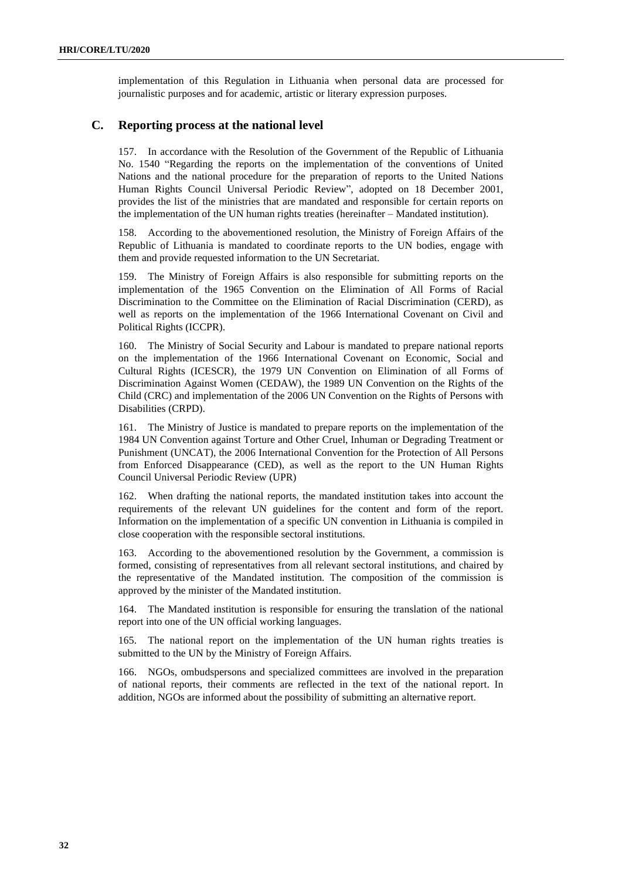implementation of this Regulation in Lithuania when personal data are processed for journalistic purposes and for academic, artistic or literary expression purposes.

## C. Reporting process at the national level

157. In accordance with the Resolution of the Government of the Republic of Lithuania No. 1540 "Regarding the reports on the implementation of the conventions of United Nations and the national procedure for the preparation of reports to the United Nations Human Rights Council Universal Periodic Review", adopted on 18 December 2001, provides the list of the ministries that are mandated and responsible for certain reports on the implementation of the UN human rights treaties (hereinafter – Mandated institution).

158. According to the abovementioned resolution, the Ministry of Foreign Affairs of the Republic of Lithuania is mandated to coordinate reports to the UN bodies, engage with them and provide requested information to the UN Secretariat.

159. The Ministry of Foreign Affairs is also responsible for submitting reports on the implementation of the 1965 Convention on the Elimination of All Forms of Racial Discrimination to the Committee on the Elimination of Racial Discrimination (CERD), as well as reports on the implementation of the 1966 International Covenant on Civil and Political Rights (ICCPR).

160. The Ministry of Social Security and Labour is mandated to prepare national reports on the implementation of the 1966 International Covenant on Economic, Social and Cultural Rights (ICESCR), the 1979 UN Convention on Elimination of all Forms of Discrimination Against Women (CEDAW), the 1989 UN Convention on the Rights of the Child (CRC) and implementation of the 2006 UN Convention on the Rights of Persons with Disabilities (CRPD).

161. The Ministry of Justice is mandated to prepare reports on the implementation of the 1984 UN Convention against Torture and Other Cruel, Inhuman or Degrading Treatment or Punishment (UNCAT), the 2006 International Convention for the Protection of All Persons from Enforced Disappearance (CED), as well as the report to the UN Human Rights Council Universal Periodic Review (UPR)

162. When drafting the national reports, the mandated institution takes into account the requirements of the relevant UN guidelines for the content and form of the report. Information on the implementation of a specific UN convention in Lithuania is compiled in close cooperation with the responsible sectoral institutions.

163. According to the abovementioned resolution by the Government, a commission is formed, consisting of representatives from all relevant sectoral institutions, and chaired by the representative of the Mandated institution. The composition of the commission is approved by the minister of the Mandated institution.

164. The Mandated institution is responsible for ensuring the translation of the national report into one of the UN official working languages.

165. The national report on the implementation of the UN human rights treaties is submitted to the UN by the Ministry of Foreign Affairs.

166. NGOs, ombudspersons and specialized committees are involved in the preparation of national reports, their comments are reflected in the text of the national report. In addition, NGOs are informed about the possibility of submitting an alternative report.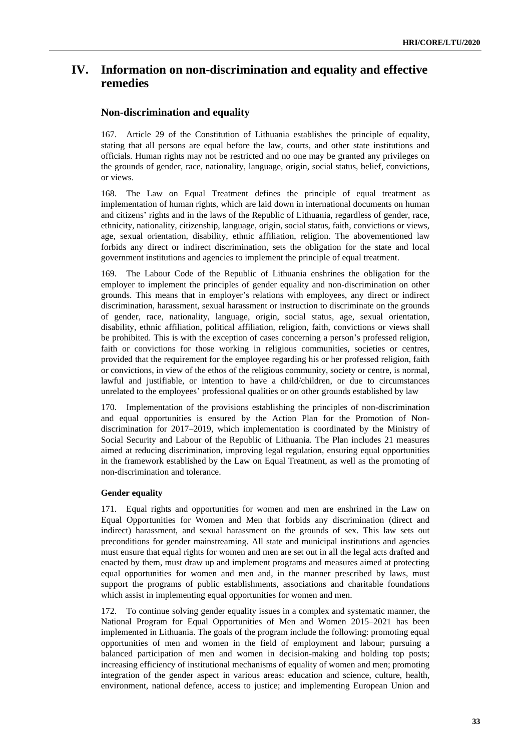# IV. Information on non-discrimination and equality and effective remedies

## Non-discrimination and equality

167. Article 29 of the Constitution of Lithuania establishes the principle of equality, stating that all persons are equal before the law, courts, and other state institutions and officials. Human rights may not be restricted and no one may be granted any privileges on the grounds of gender, race, nationality, language, origin, social status, belief, convictions, or views.

168. The Law on Equal Treatment defines the principle of equal treatment as implementation of human rights, which are laid down in international documents on human and citizens' rights and in the laws of the Republic of Lithuania, regardless of gender, race, ethnicity, nationality, citizenship, language, origin, social status, faith, convictions or views, age, sexual orientation, disability, ethnic affiliation, religion. The abovementioned law forbids any direct or indirect discrimination, sets the obligation for the state and local government institutions and agencies to implement the principle of equal treatment.

169. The Labour Code of the Republic of Lithuania enshrines the obligation for the employer to implement the principles of gender equality and non-discrimination on other grounds. This means that in employer's relations with employees, any direct or indirect discrimination, harassment, sexual harassment or instruction to discriminate on the grounds of gender, race, nationality, language, origin, social status, age, sexual orientation, disability, ethnic affiliation, political affiliation, religion, faith, convictions or views shall be prohibited. This is with the exception of cases concerning a person's professed religion, faith or convictions for those working in religious communities, societies or centres, provided that the requirement for the employee regarding his or her professed religion, faith or convictions, in view of the ethos of the religious community, society or centre, is normal, lawful and justifiable, or intention to have a child/children, or due to circumstances unrelated to the employees' professional qualities or on other grounds established by law

170. Implementation of the provisions establishing the principles of non-discrimination and equal opportunities is ensured by the Action Plan for the Promotion of Non-discrimination for 2017–2019, which implementation is coordinated by the Ministry of Social Security and Labour of the Republic of Lithuania. The Plan includes 21 measures aimed at reducing discrimination, improving legal regulation, ensuring equal opportunities in the framework established by the Law on Equal Treatment, as well as the promoting of non-discrimination and tolerance.

### Gender equality

171. Equal rights and opportunities for women and men are enshrined in the Law on Equal Opportunities for Women and Men that forbids any discrimination (direct and indirect) harassment, and sexual harassment on the grounds of sex. This law sets out preconditions for gender mainstreaming. All state and municipal institutions and agencies must ensure that equal rights for women and men are set out in all the legal acts drafted and enacted by them, must draw up and implement programs and measures aimed at protecting equal opportunities for women and men and, in the manner prescribed by laws, must support the programs of public establishments, associations and charitable foundations which assist in implementing equal opportunities for women and men.

172. To continue solving gender equality issues in a complex and systematic manner, the National Program for Equal Opportunities of Men and Women 2015–2021 has been implemented in Lithuania. The goals of the program include the following: promoting equal opportunities of men and women in the field of employment and labour; pursuing a balanced participation of men and women in decision-making and holding top posts; increasing efficiency of institutional mechanisms of equality of women and men; promoting integration of the gender aspect in various areas: education and science, culture, health, environment, national defence, access to justice; and implementing European Union and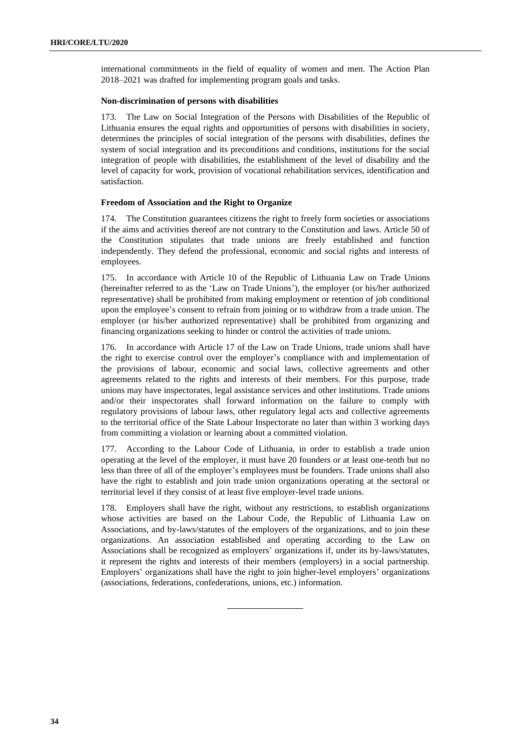international commitments in the field of equality of women and men. The Action Plan 2018–2021 was drafted for implementing program goals and tasks.

**Non-discrimination of persons with disabilities**

173. The Law on Social Integration of the Persons with Disabilities of the Republic of Lithuania ensures the equal rights and opportunities of persons with disabilities in society, determines the principles of social integration of the persons with disabilities, defines the system of social integration and its preconditions and conditions, institutions for the social integration of people with disabilities, the establishment of the level of disability and the level of capacity for work, provision of vocational rehabilitation services, identification and satisfaction.

**Freedom of Association and the Right to Organize**

174. The Constitution guarantees citizens the right to freely form societies or associations if the aims and activities thereof are not contrary to the Constitution and laws. Article 50 of the Constitution stipulates that trade unions are freely established and function independently. They defend the professional, economic and social rights and interests of employees.

175. In accordance with Article 10 of the Republic of Lithuania Law on Trade Unions (hereinafter referred to as the 'Law on Trade Unions'), the employer (or his/her authorized representative) shall be prohibited from making employment or retention of job conditional upon the employee's consent to refrain from joining or to withdraw from a trade union. The employer (or his/her authorized representative) shall be prohibited from organizing and financing organizations seeking to hinder or control the activities of trade unions.

176. In accordance with Article 17 of the Law on Trade Unions, trade unions shall have the right to exercise control over the employer's compliance with and implementation of the provisions of labour, economic and social laws, collective agreements and other agreements related to the rights and interests of their members. For this purpose, trade unions may have inspectorates, legal assistance services and other institutions. Trade unions and/or their inspectorates shall forward information on the failure to comply with regulatory provisions of labour laws, other regulatory legal acts and collective agreements to the territorial office of the State Labour Inspectorate no later than within 3 working days from committing a violation or learning about a committed violation.

177. According to the Labour Code of Lithuania, in order to establish a trade union operating at the level of the employer, it must have 20 founders or at least one-tenth but no less than three of all of the employer's employees must be founders. Trade unions shall also have the right to establish and join trade union organizations operating at the sectoral or territorial level if they consist of at least five employer-level trade unions.

178. Employers shall have the right, without any restrictions, to establish organizations whose activities are based on the Labour Code, the Republic of Lithuania Law on Associations, and by-laws/statutes of the employers of the organizations, and to join these organizations. An association established and operating according to the Law on Associations shall be recognized as employers' organizations if, under its by-laws/statutes, it represent the rights and interests of their members (employers) in a social partnership. Employers' organizations shall have the right to join higher-level employers' organizations (associations, federations, confederations, unions, etc.) information.